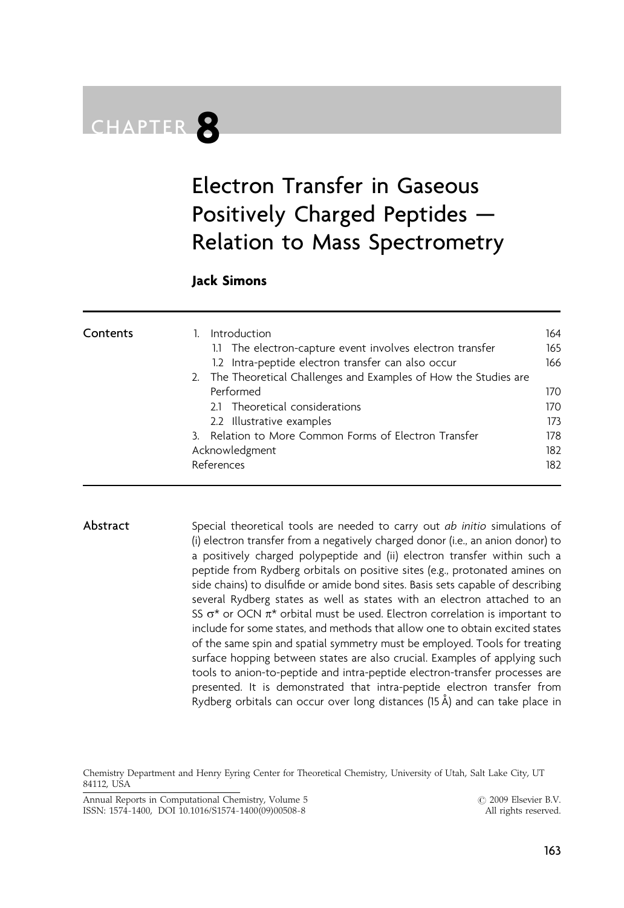# CHAPTER 8

# Electron Transfer in Gaseous Positively Charged Peptides — Relation to Mass Spectrometry

**Jack Simons**

| Contents | | |
|---|---|---|
| | 1. Introduction | 164 |
| | 1.1 The electron-capture event involves electron transfer | 165 |
| | 1.2 Intra-peptide electron transfer can also occur | 166 |
| | 2. The Theoretical Challenges and Examples of How the Studies are Performed | 170 |
| | 2.1 Theoretical considerations | 170 |
| | 2.2 Illustrative examples | 173 |
| | 3. Relation to More Common Forms of Electron Transfer | 178 |
| | Acknowledgment | 182 |
| | References | 182 |

**Abstract**

Special theoretical tools are needed to carry out *ab initio* simulations of (i) electron transfer from a negatively charged donor (i.e., an anion donor) to a positively charged polypeptide and (ii) electron transfer within such a peptide from Rydberg orbitals on positive sites (e.g., protonated amines on side chains) to disulfide or amide bond sites. Basis sets capable of describing several Rydberg states as well as states with an electron attached to an SS $\sigma^*$ or OCN $\pi^*$ orbital must be used. Electron correlation is important to include for some states, and methods that allow one to obtain excited states of the same spin and spatial symmetry must be employed. Tools for treating surface hopping between states are also crucial. Examples of applying such tools to anion-to-peptide and intra-peptide electron-transfer processes are presented. It is demonstrated that intra-peptide electron transfer from Rydberg orbitals can occur over long distances (15 Å) and can take place in

Chemistry Department and Henry Eyring Center for Theoretical Chemistry, University of Utah, Salt Lake City, UT 84112, USA

Annual Reports in Computational Chemistry, Volume 5
ISSN: 1574-1400, DOI 10.1016/S1574-1400(09)00508-8

© 2009 Elsevier B.V.
All rights reserved.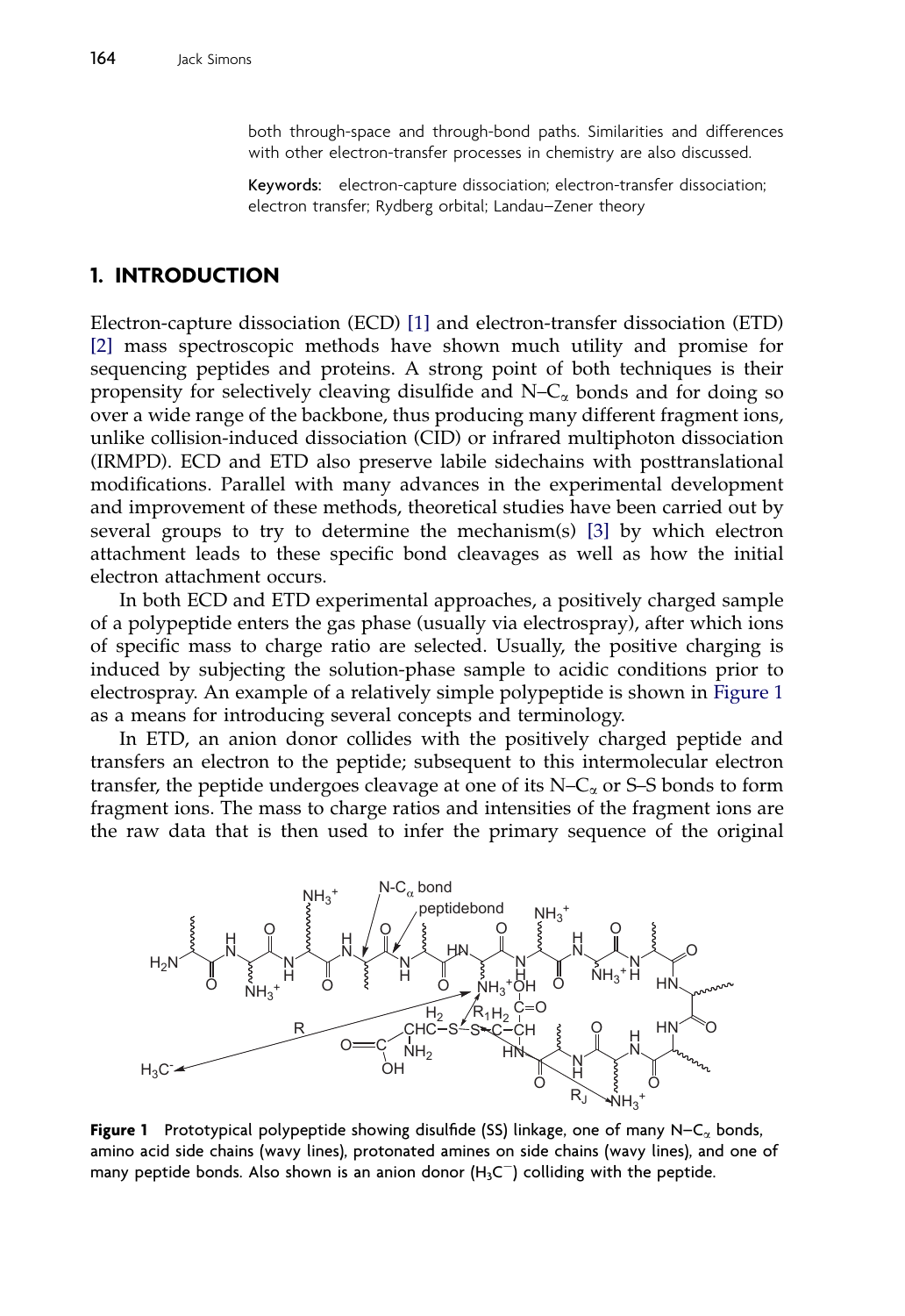both through-space and through-bond paths. Similarities and differences with other electron-transfer processes in chemistry are also discussed.

**Keywords:** electron-capture dissociation; electron-transfer dissociation; electron transfer; Rydberg orbital; Landau–Zener theory

## 1. INTRODUCTION

Electron-capture dissociation (ECD) [1] and electron-transfer dissociation (ETD) [2] mass spectroscopic methods have shown much utility and promise for sequencing peptides and proteins. A strong point of both techniques is their propensity for selectively cleaving disulfide and N–$C_\alpha$ bonds and for doing so over a wide range of the backbone, thus producing many different fragment ions, unlike collision-induced dissociation (CID) or infrared multiphoton dissociation (IRMPD). ECD and ETD also preserve labile sidechains with posttranslational modifications. Parallel with many advances in the experimental development and improvement of these methods, theoretical studies have been carried out by several groups to try to determine the mechanism(s) [3] by which electron attachment leads to these specific bond cleavages as well as how the initial electron attachment occurs.

In both ECD and ETD experimental approaches, a positively charged sample of a polypeptide enters the gas phase (usually via electrospray), after which ions of specific mass to charge ratio are selected. Usually, the positive charging is induced by subjecting the solution-phase sample to acidic conditions prior to electrospray. An example of a relatively simple polypeptide is shown in Figure 1 as a means for introducing several concepts and terminology.

In ETD, an anion donor collides with the positively charged peptide and transfers an electron to the peptide; subsequent to this intermolecular electron transfer, the peptide undergoes cleavage at one of its N–$C_\alpha$ or S–S bonds to form fragment ions. The mass to charge ratios and intensities of the fragment ions are the raw data that is then used to infer the primary sequence of the original

**Figure 1** Prototypical polypeptide showing disulfide (SS) linkage, one of many N–$C_\alpha$ bonds, amino acid side chains (wavy lines), protonated amines on side chains (wavy lines), and one of many peptide bonds. Also shown is an anion donor ($H_3C^-$) colliding with the peptide.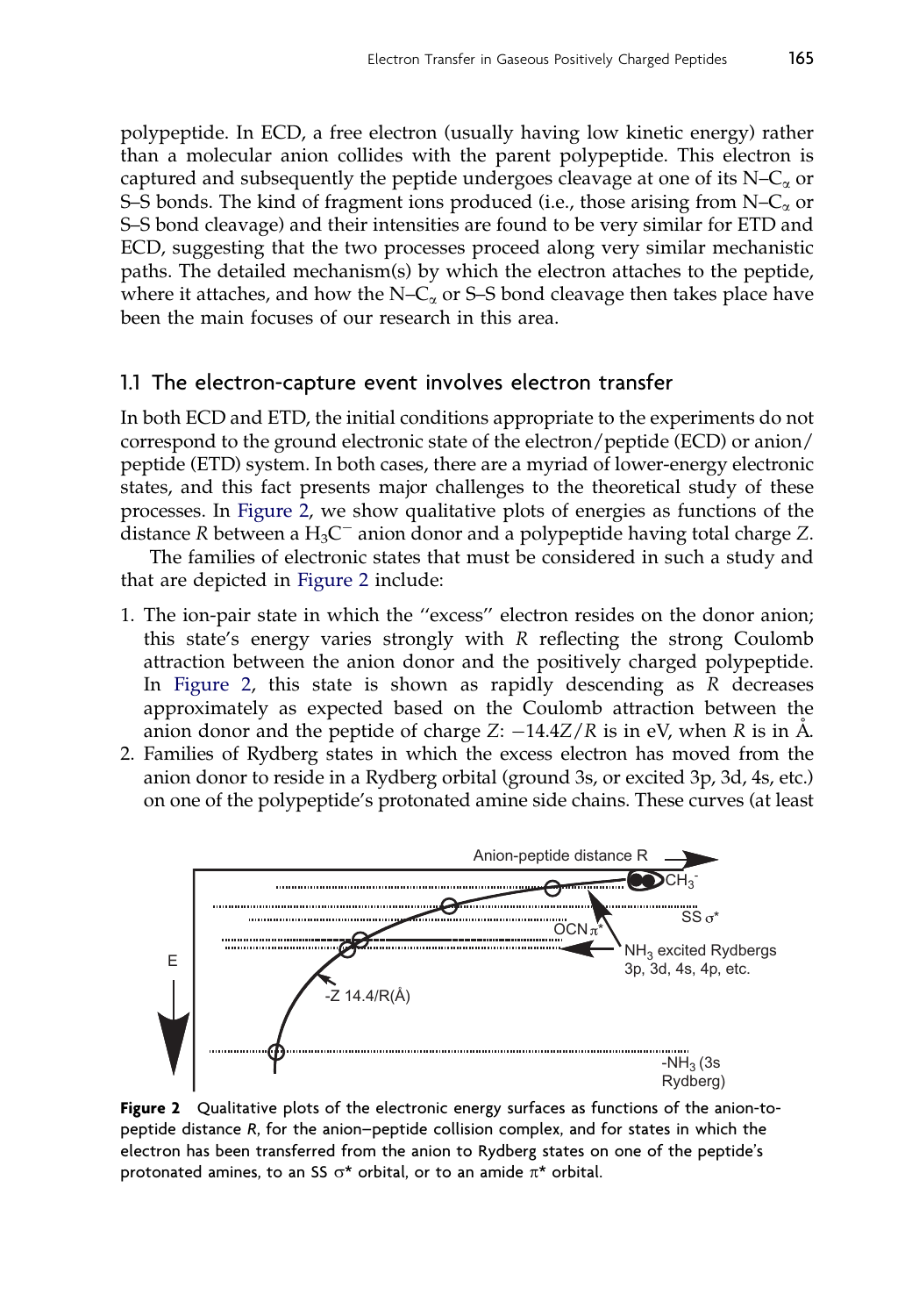polypeptide. In ECD, a free electron (usually having low kinetic energy) rather than a molecular anion collides with the parent polypeptide. This electron is captured and subsequently the peptide undergoes cleavage at one of its N–$C_\alpha$ or S–S bonds. The kind of fragment ions produced (i.e., those arising from N–$C_\alpha$ or S–S bond cleavage) and their intensities are found to be very similar for ETD and ECD, suggesting that the two processes proceed along very similar mechanistic paths. The detailed mechanism(s) by which the electron attaches to the peptide, where it attaches, and how the N–$C_\alpha$ or S–S bond cleavage then takes place have been the main focuses of our research in this area.

## 1.1 The electron-capture event involves electron transfer

In both ECD and ETD, the initial conditions appropriate to the experiments do not correspond to the ground electronic state of the electron/peptide (ECD) or anion/peptide (ETD) system. In both cases, there are a myriad of lower-energy electronic states, and this fact presents major challenges to the theoretical study of these processes. In Figure 2, we show qualitative plots of energies as functions of the distance $R$ between a $H_3C^-$ anion donor and a polypeptide having total charge $Z$.

The families of electronic states that must be considered in such a study and that are depicted in Figure 2 include:

1. The ion-pair state in which the "excess" electron resides on the donor anion; this state's energy varies strongly with $R$ reflecting the strong Coulomb attraction between the anion donor and the positively charged polypeptide. In Figure 2, this state is shown as rapidly descending as $R$ decreases approximately as expected based on the Coulomb attraction between the anion donor and the peptide of charge $Z$: $-14.4Z/R$ is in eV, when $R$ is in Å.
2. Families of Rydberg states in which the excess electron has moved from the anion donor to reside in a Rydberg orbital (ground 3s, or excited 3p, 3d, 4s, etc.) on one of the polypeptide's protonated amine side chains. These curves (at least

**Figure 2** Qualitative plots of the electronic energy surfaces as functions of the anion-to-peptide distance $R$, for the anion–peptide collision complex, and for states in which the electron has been transferred from the anion to Rydberg states on one of the peptide's protonated amines, to an SS $\sigma^*$ orbital, or to an amide $\pi^*$ orbital.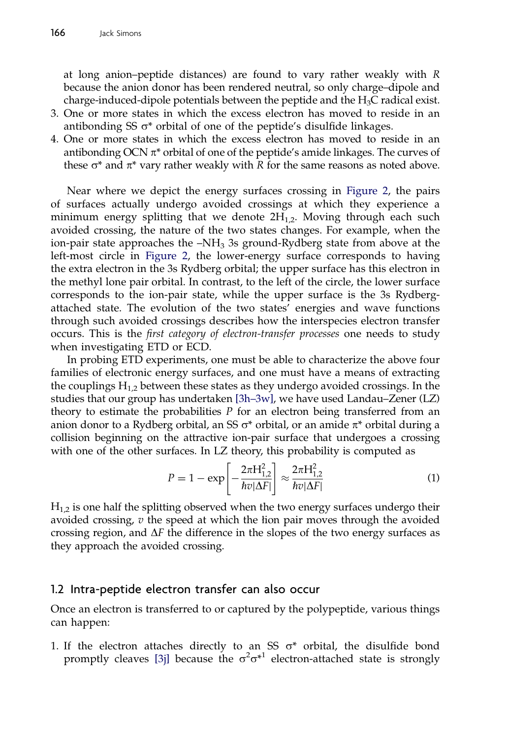at long anion–peptide distances) are found to vary rather weakly with $R$ because the anion donor has been rendered neutral, so only charge–dipole and charge-induced-dipole potentials between the peptide and the $H_3C$ radical exist.

3. One or more states in which the excess electron has moved to reside in an antibonding SS $\sigma^*$ orbital of one of the peptide's disulfide linkages.
4. One or more states in which the excess electron has moved to reside in an antibonding OCN $\pi^*$ orbital of one of the peptide's amide linkages. The curves of these $\sigma^*$ and $\pi^*$ vary rather weakly with $R$ for the same reasons as noted above.

Near where we depict the energy surfaces crossing in Figure 2, the pairs of surfaces actually undergo avoided crossings at which they experience a minimum energy splitting that we denote $2H_{1,2}$. Moving through each such avoided crossing, the nature of the two states changes. For example, when the ion-pair state approaches the $-NH_3$ 3s ground-Rydberg state from above at the left-most circle in Figure 2, the lower-energy surface corresponds to having the extra electron in the 3s Rydberg orbital; the upper surface has this electron in the methyl lone pair orbital. In contrast, to the left of the circle, the lower surface corresponds to the ion-pair state, while the upper surface is the 3s Rydberg-attached state. The evolution of the two states' energies and wave functions through such avoided crossings describes how the interspecies electron transfer occurs. This is the *first category of electron-transfer processes* one needs to study when investigating ETD or ECD.

In probing ETD experiments, one must be able to characterize the above four families of electronic energy surfaces, and one must have a means of extracting the couplings $H_{1,2}$ between these states as they undergo avoided crossings. In the studies that our group has undertaken [3h–3w], we have used Landau–Zener (LZ) theory to estimate the probabilities $P$ for an electron being transferred from an anion donor to a Rydberg orbital, an SS $\sigma^*$ orbital, or an amide $\pi^*$ orbital during a collision beginning on the attractive ion-pair surface that undergoes a crossing with one of the other surfaces. In LZ theory, this probability is computed as

$$P = 1 - \exp\left[-\frac{2\pi H_{1,2}^2}{\hbar v|\Delta F|}\right] \approx \frac{2\pi H_{1,2}^2}{\hbar v|\Delta F|} \tag{1}$$

$H_{1,2}$ is one half the splitting observed when the two energy surfaces undergo their avoided crossing, $v$ the speed at which the ion pair moves through the avoided crossing region, and $\Delta F$ the difference in the slopes of the two energy surfaces as they approach the avoided crossing.

## 1.2 Intra-peptide electron transfer can also occur

Once an electron is transferred to or captured by the polypeptide, various things can happen:

1. If the electron attaches directly to an SS $\sigma^*$ orbital, the disulfide bond promptly cleaves [3j] because the $\sigma^2\sigma^{*1}$ electron-attached state is strongly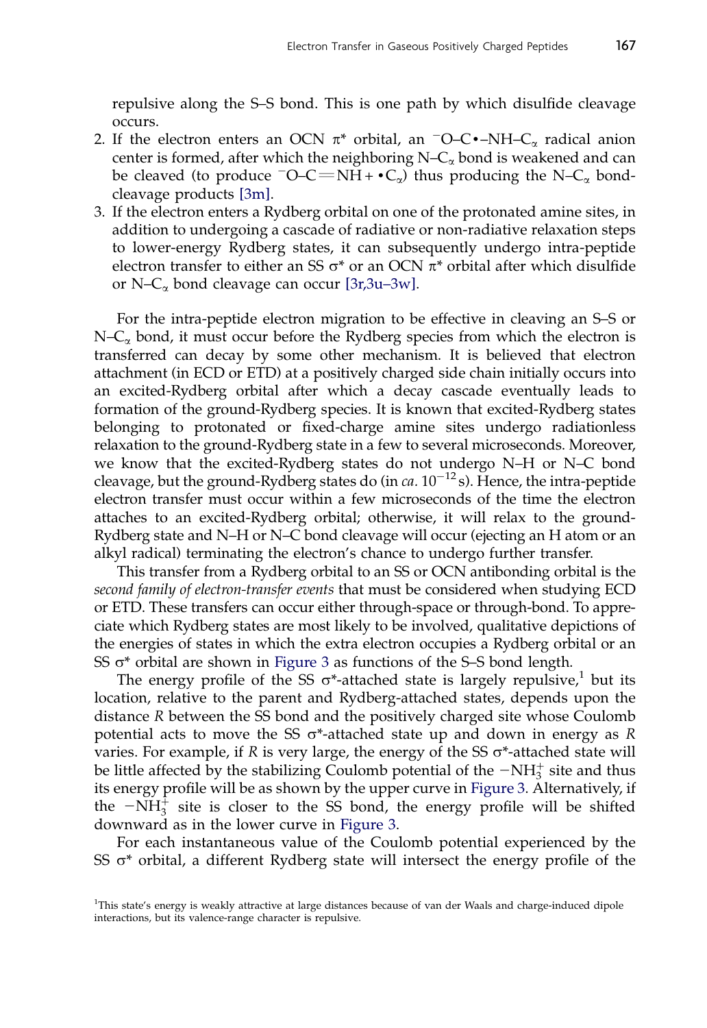repulsive along the S–S bond. This is one path by which disulfide cleavage occurs.

2. If the electron enters an OCN π* orbital, an $^{-}$O–C•–NH–C$_{\alpha}$ radical anion center is formed, after which the neighboring N–C$_{\alpha}$ bond is weakened and can be cleaved (to produce $^{-}$O–C=NH + •C$_{\alpha}$) thus producing the N–C$_{\alpha}$ bond-cleavage products [3m].
3. If the electron enters a Rydberg orbital on one of the protonated amine sites, in addition to undergoing a cascade of radiative or non-radiative relaxation steps to lower-energy Rydberg states, it can subsequently undergo intra-peptide electron transfer to either an SS σ* or an OCN π* orbital after which disulfide or N–C$_{\alpha}$ bond cleavage can occur [3r,3u–3w].

For the intra-peptide electron migration to be effective in cleaving an S–S or N–C$_{\alpha}$ bond, it must occur before the Rydberg species from which the electron is transferred can decay by some other mechanism. It is believed that electron attachment (in ECD or ETD) at a positively charged side chain initially occurs into an excited-Rydberg orbital after which a decay cascade eventually leads to formation of the ground-Rydberg species. It is known that excited-Rydberg states belonging to protonated or fixed-charge amine sites undergo radiationless relaxation to the ground-Rydberg state in a few to several microseconds. Moreover, we know that the excited-Rydberg states do not undergo N–H or N–C bond cleavage, but the ground-Rydberg states do (in *ca.* $10^{-12}$ s). Hence, the intra-peptide electron transfer must occur within a few microseconds of the time the electron attaches to an excited-Rydberg orbital; otherwise, it will relax to the ground-Rydberg state and N–H or N–C bond cleavage will occur (ejecting an H atom or an alkyl radical) terminating the electron's chance to undergo further transfer.

This transfer from a Rydberg orbital to an SS or OCN antibonding orbital is the *second family of electron-transfer events* that must be considered when studying ECD or ETD. These transfers can occur either through-space or through-bond. To appreciate which Rydberg states are most likely to be involved, qualitative depictions of the energies of states in which the extra electron occupies a Rydberg orbital or an SS σ* orbital are shown in Figure 3 as functions of the S–S bond length.

The energy profile of the SS σ*-attached state is largely repulsive,[1] but its location, relative to the parent and Rydberg-attached states, depends upon the distance *R* between the SS bond and the positively charged site whose Coulomb potential acts to move the SS σ*-attached state up and down in energy as *R* varies. For example, if *R* is very large, the energy of the SS σ*-attached state will be little affected by the stabilizing Coulomb potential of the $-NH_3^+$ site and thus its energy profile will be as shown by the upper curve in Figure 3. Alternatively, if the $-NH_3^+$ site is closer to the SS bond, the energy profile will be shifted downward as in the lower curve in Figure 3.

For each instantaneous value of the Coulomb potential experienced by the SS σ* orbital, a different Rydberg state will intersect the energy profile of the

[1] This state's energy is weakly attractive at large distances because of van der Waals and charge-induced dipole interactions, but its valence-range character is repulsive.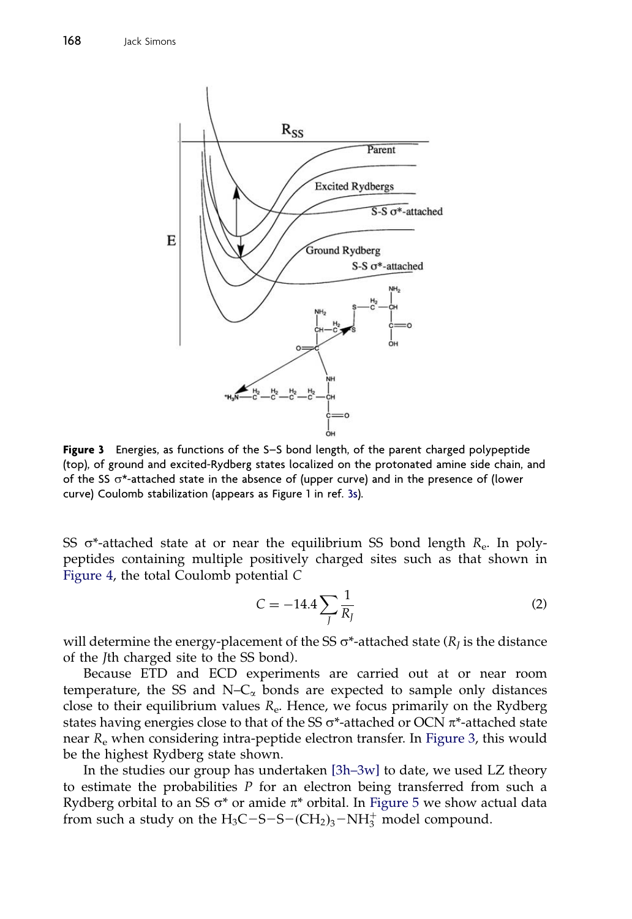Figure 3 Energies, as functions of the S–S bond length, of the parent charged polypeptide (top), of ground and excited-Rydberg states localized on the protonated amine side chain, and of the SS σ*-attached state in the absence of (upper curve) and in the presence of (lower curve) Coulomb stabilization (appears as Figure 1 in ref. 3s).

SS σ*-attached state at or near the equilibrium SS bond length $R_e$. In polypeptides containing multiple positively charged sites such as that shown in Figure 4, the total Coulomb potential $C$

$$C = -14.4 \sum_J \frac{1}{R_J} \tag{2}$$

will determine the energy-placement of the SS σ*-attached state ($R_J$ is the distance of the $J$th charged site to the SS bond).

Because ETD and ECD experiments are carried out at or near room temperature, the SS and N–$C_\alpha$ bonds are expected to sample only distances close to their equilibrium values $R_e$. Hence, we focus primarily on the Rydberg states having energies close to that of the SS σ*-attached or OCN π*-attached state near $R_e$ when considering intra-peptide electron transfer. In Figure 3, this would be the highest Rydberg state shown.

In the studies our group has undertaken [3h–3w] to date, we used LZ theory to estimate the probabilities $P$ for an electron being transferred from such a Rydberg orbital to an SS σ* or amide π* orbital. In Figure 5 we show actual data from such a study on the $H_3C{-}S{-}S{-}(CH_2)_3{-}NH_3^+$ model compound.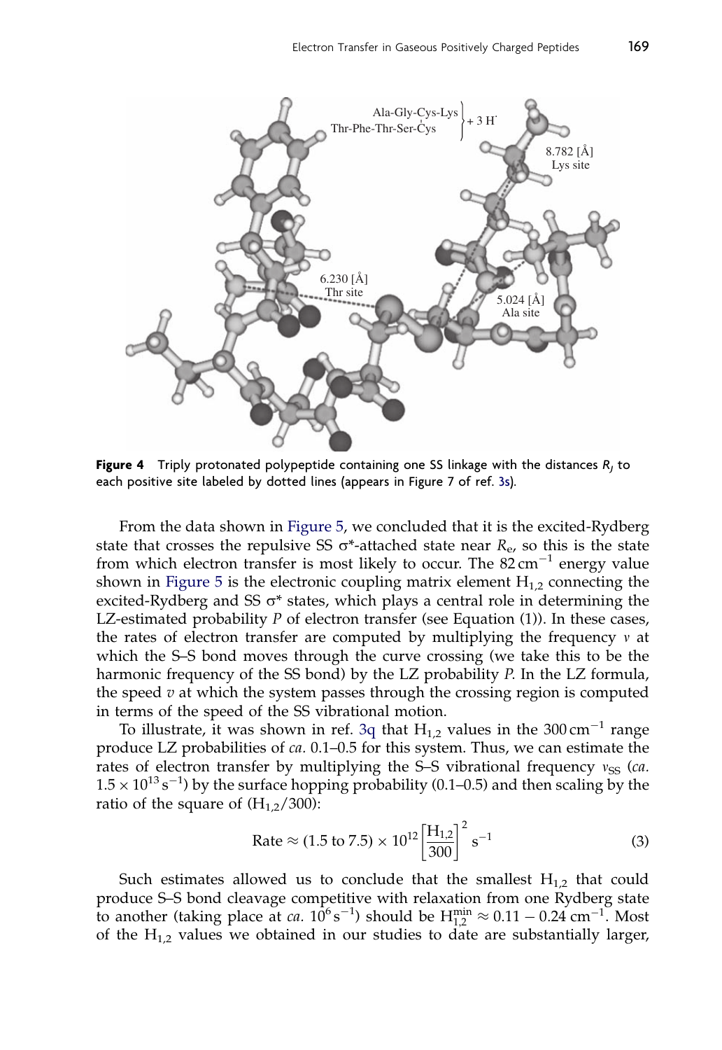**Figure 4** Triply protonated polypeptide containing one SS linkage with the distances $R_j$ to each positive site labeled by dotted lines (appears in Figure 7 of ref. 3s).

From the data shown in Figure 5, we concluded that it is the excited-Rydberg state that crosses the repulsive SS σ*-attached state near $R_e$, so this is the state from which electron transfer is most likely to occur. The 82 $cm^{-1}$ energy value shown in Figure 5 is the electronic coupling matrix element $H_{1,2}$ connecting the excited-Rydberg and SS σ* states, which plays a central role in determining the LZ-estimated probability $P$ of electron transfer (see Equation (1)). In these cases, the rates of electron transfer are computed by multiplying the frequency $\nu$ at which the S–S bond moves through the curve crossing (we take this to be the harmonic frequency of the SS bond) by the LZ probability $P$. In the LZ formula, the speed $v$ at which the system passes through the crossing region is computed in terms of the speed of the SS vibrational motion.

To illustrate, it was shown in ref. 3q that $H_{1,2}$ values in the 300 $cm^{-1}$ range produce LZ probabilities of *ca.* 0.1–0.5 for this system. Thus, we can estimate the rates of electron transfer by multiplying the S–S vibrational frequency $\nu_{SS}$ (*ca.* $1.5 \times 10^{13}\,s^{-1}$) by the surface hopping probability (0.1–0.5) and then scaling by the ratio of the square of ($H_{1,2}/300$):

$$\text{Rate} \approx (1.5 \text{ to } 7.5) \times 10^{12} \left[\frac{H_{1,2}}{300}\right]^2 s^{-1} \tag{3}$$

Such estimates allowed us to conclude that the smallest $H_{1,2}$ that could produce S–S bond cleavage competitive with relaxation from one Rydberg state to another (taking place at *ca.* $10^6\,s^{-1}$) should be $H_{1,2}^{\min} \approx 0.11 - 0.24\,cm^{-1}$. Most of the $H_{1,2}$ values we obtained in our studies to date are substantially larger,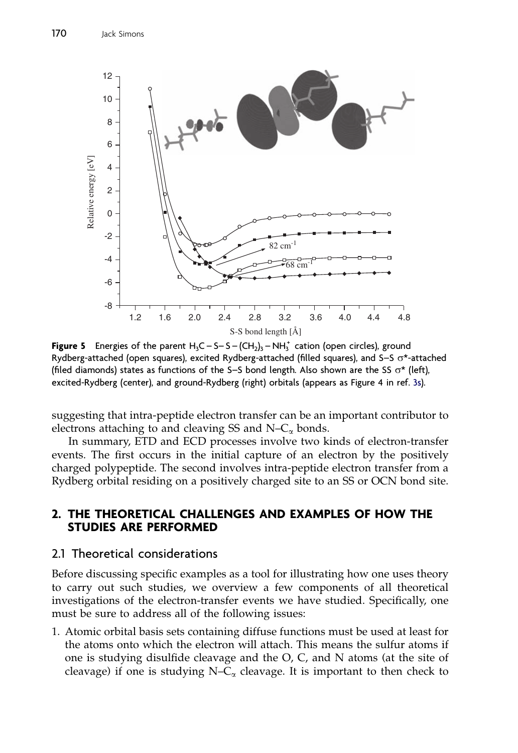**Figure 5** Energies of the parent $H_3C-S-S-(CH_2)_3-NH_3^+$ cation (open circles), ground Rydberg-attached (open squares), excited Rydberg-attached (filled squares), and S–S $\sigma$*-attached (filed diamonds) states as functions of the S–S bond length. Also shown are the SS $\sigma$* (left), excited-Rydberg (center), and ground-Rydberg (right) orbitals (appears as Figure 4 in ref. 3s).

suggesting that intra-peptide electron transfer can be an important contributor to electrons attaching to and cleaving SS and N–$C_\alpha$ bonds.

In summary, ETD and ECD processes involve two kinds of electron-transfer events. The first occurs in the initial capture of an electron by the positively charged polypeptide. The second involves intra-peptide electron transfer from a Rydberg orbital residing on a positively charged site to an SS or OCN bond site.

## 2. THE THEORETICAL CHALLENGES AND EXAMPLES OF HOW THE STUDIES ARE PERFORMED

### 2.1 Theoretical considerations

Before discussing specific examples as a tool for illustrating how one uses theory to carry out such studies, we overview a few components of all theoretical investigations of the electron-transfer events we have studied. Specifically, one must be sure to address all of the following issues:

1. Atomic orbital basis sets containing diffuse functions must be used at least for the atoms onto which the electron will attach. This means the sulfur atoms if one is studying disulfide cleavage and the O, C, and N atoms (at the site of cleavage) if one is studying N–$C_\alpha$ cleavage. It is important to then check to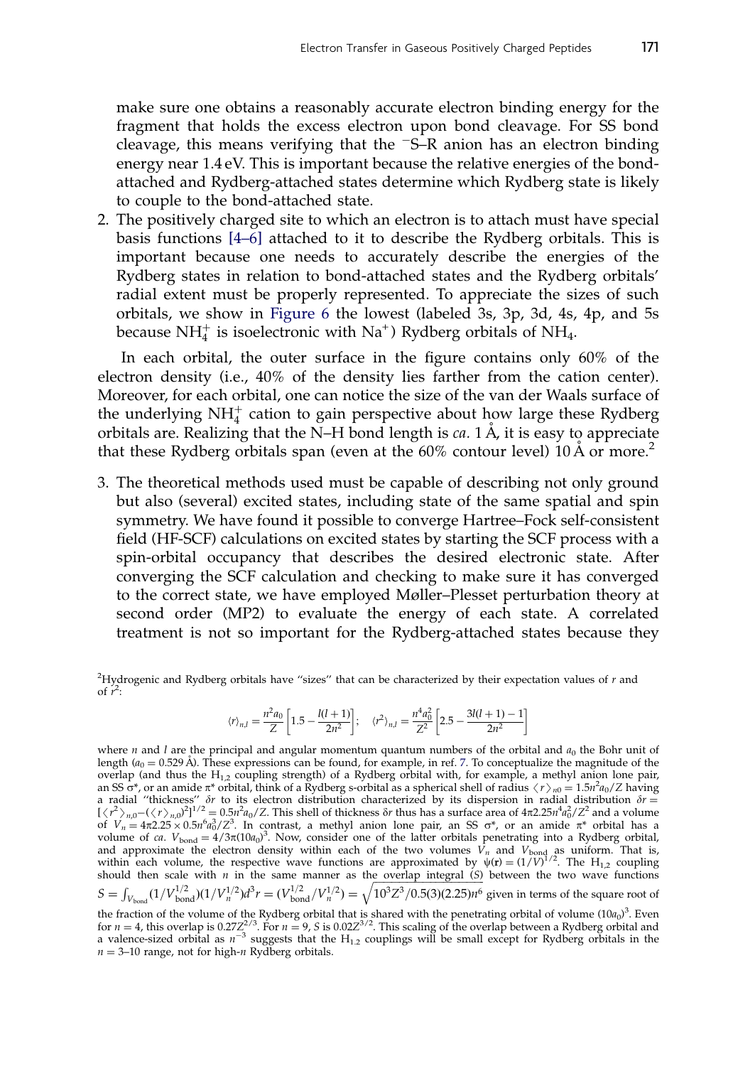make sure one obtains a reasonably accurate electron binding energy for the fragment that holds the excess electron upon bond cleavage. For SS bond cleavage, this means verifying that the $^{-}$S–R anion has an electron binding energy near 1.4 eV. This is important because the relative energies of the bond-attached and Rydberg-attached states determine which Rydberg state is likely to couple to the bond-attached state.

2. The positively charged site to which an electron is to attach must have special basis functions [4–6] attached to it to describe the Rydberg orbitals. This is important because one needs to accurately describe the energies of the Rydberg states in relation to bond-attached states and the Rydberg orbitals' radial extent must be properly represented. To appreciate the sizes of such orbitals, we show in Figure 6 the lowest (labeled 3s, 3p, 3d, 4s, 4p, and 5s because $NH_4^+$ is isoelectronic with $Na^+$) Rydberg orbitals of $NH_4$.

In each orbital, the outer surface in the figure contains only 60% of the electron density (i.e., 40% of the density lies farther from the cation center). Moreover, for each orbital, one can notice the size of the van der Waals surface of the underlying $NH_4^+$ cation to gain perspective about how large these Rydberg orbitals are. Realizing that the N–H bond length is *ca.* 1 Å, it is easy to appreciate that these Rydberg orbitals span (even at the 60% contour level) 10 Å or more.[2]

3. The theoretical methods used must be capable of describing not only ground but also (several) excited states, including state of the same spatial and spin symmetry. We have found it possible to converge Hartree–Fock self-consistent field (HF-SCF) calculations on excited states by starting the SCF process with a spin-orbital occupancy that describes the desired electronic state. After converging the SCF calculation and checking to make sure it has converged to the correct state, we have employed Møller–Plesset perturbation theory at second order (MP2) to evaluate the energy of each state. A correlated treatment is not so important for the Rydberg-attached states because they

[2]Hydrogenic and Rydberg orbitals have "sizes" that can be characterized by their expectation values of $r$ and of $r^2$:

$$\langle r \rangle_{n,l} = \frac{n^2 a_0}{Z}\left[1.5 - \frac{l(l+1)}{2n^2}\right]; \quad \langle r^2 \rangle_{n,l} = \frac{n^4 a_0^2}{Z^2}\left[2.5 - \frac{3l(l+1)-1}{2n^2}\right]$$

where $n$ and $l$ are the principal and angular momentum quantum numbers of the orbital and $a_0$ the Bohr unit of length ($a_0 = 0.529$ Å). These expressions can be found, for example, in ref. 7. To conceptualize the magnitude of the overlap (and thus the $H_{1,2}$ coupling strength) of a Rydberg orbital with, for example, a methyl anion lone pair, an SS $\sigma^*$, or an amide $\pi^*$ orbital, think of a Rydberg s-orbital as a spherical shell of radius $\langle r \rangle_{n0} = 1.5n^2a_0/Z$ having a radial "thickness" $\delta r$ to its electron distribution characterized by its dispersion in radial distribution $\delta r = [\langle r^2 \rangle_{n,0} - (\langle r \rangle_{n,0})^2]^{1/2} = 0.5n^2a_0/Z$. This shell of thickness $\delta r$ thus has a surface area of $4\pi 2.25 n^4 a_0^2/Z^2$ and a volume of $V_n = 4\pi 2.25 \times 0.5 n^6 a_0^3/Z^3$. In contrast, a methyl anion lone pair, an SS $\sigma^*$, or an amide $\pi^*$ orbital has a volume of *ca.* $V_{\text{bond}} = 4/3\pi(10a_0)^3$. Now, consider one of the latter orbitals penetrating into a Rydberg orbital, and approximate the electron density within each of the two volumes $V_n$ and $V_{\text{bond}}$ as uniform. That is, within each volume, the respective wave functions are approximated by $\psi(\mathbf{r}) = (1/V)^{1/2}$. The $H_{1,2}$ coupling should then scale with $n$ in the same manner as the overlap integral ($S$) between the two wave functions $S = \int_{V_{\text{bond}}} (1/V_{\text{bond}}^{1/2})(1/V_n^{1/2})d^3r = (V_{\text{bond}}^{1/2}/V_n^{1/2}) = \sqrt{10^3Z^3/0.5(3)(2.25)n^6}$ given in terms of the square root of the fraction of the volume of the Rydberg orbital that is shared with the penetrating orbital of volume $(10a_0)^3$. Even for $n = 4$, this overlap is $0.27Z^{2/3}$. For $n = 9$, $S$ is $0.02Z^{3/2}$. This scaling of the overlap between a Rydberg orbital and a valence-sized orbital as $n^{-3}$ suggests that the $H_{1,2}$ couplings will be small except for Rydberg orbitals in the $n = 3$–$10$ range, not for high-$n$ Rydberg orbitals.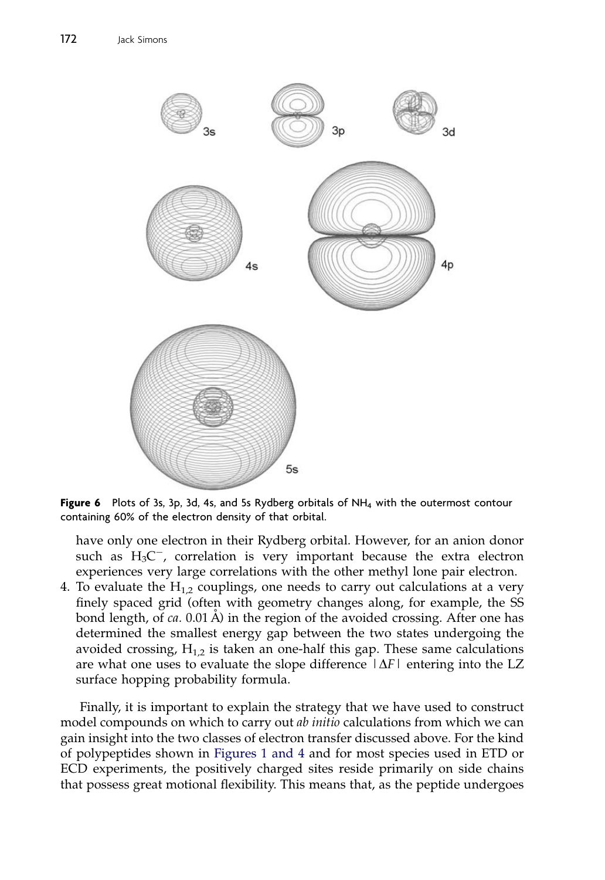**Figure 6** Plots of 3s, 3p, 3d, 4s, and 5s Rydberg orbitals of $NH_4$ with the outermost contour containing 60% of the electron density of that orbital.

have only one electron in their Rydberg orbital. However, for an anion donor such as $H_3C^-$, correlation is very important because the extra electron experiences very large correlations with the other methyl lone pair electron.

4. To evaluate the $H_{1,2}$ couplings, one needs to carry out calculations at a very finely spaced grid (often with geometry changes along, for example, the SS bond length, of *ca.* 0.01 Å) in the region of the avoided crossing. After one has determined the smallest energy gap between the two states undergoing the avoided crossing, $H_{1,2}$ is taken an one-half this gap. These same calculations are what one uses to evaluate the slope difference $|\Delta F|$ entering into the LZ surface hopping probability formula.

Finally, it is important to explain the strategy that we have used to construct model compounds on which to carry out *ab initio* calculations from which we can gain insight into the two classes of electron transfer discussed above. For the kind of polypeptides shown in Figures 1 and 4 and for most species used in ETD or ECD experiments, the positively charged sites reside primarily on side chains that possess great motional flexibility. This means that, as the peptide undergoes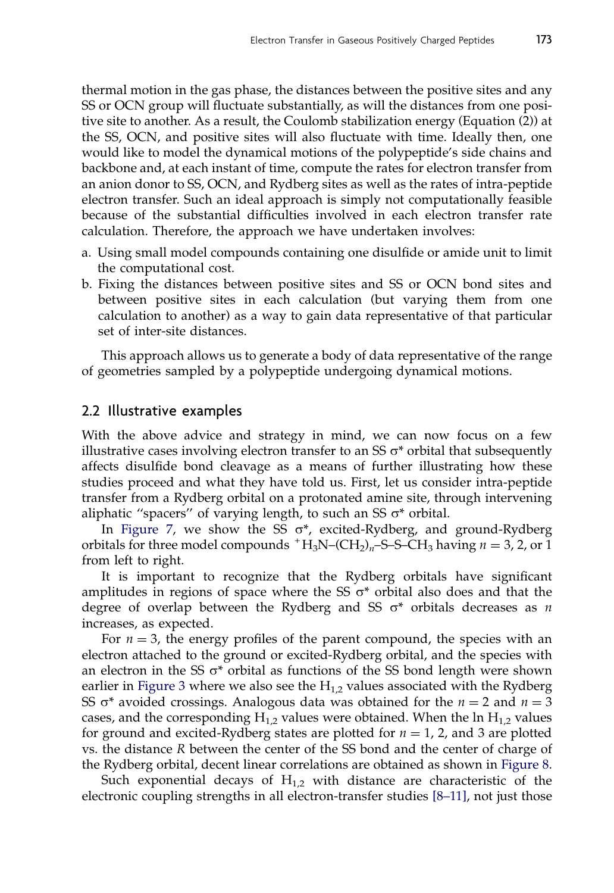thermal motion in the gas phase, the distances between the positive sites and any SS or OCN group will fluctuate substantially, as will the distances from one positive site to another. As a result, the Coulomb stabilization energy (Equation (2)) at the SS, OCN, and positive sites will also fluctuate with time. Ideally then, one would like to model the dynamical motions of the polypeptide's side chains and backbone and, at each instant of time, compute the rates for electron transfer from an anion donor to SS, OCN, and Rydberg sites as well as the rates of intra-peptide electron transfer. Such an ideal approach is simply not computationally feasible because of the substantial difficulties involved in each electron transfer rate calculation. Therefore, the approach we have undertaken involves:

a. Using small model compounds containing one disulfide or amide unit to limit the computational cost.
b. Fixing the distances between positive sites and SS or OCN bond sites and between positive sites in each calculation (but varying them from one calculation to another) as a way to gain data representative of that particular set of inter-site distances.

This approach allows us to generate a body of data representative of the range of geometries sampled by a polypeptide undergoing dynamical motions.

## 2.2 Illustrative examples

With the above advice and strategy in mind, we can now focus on a few illustrative cases involving electron transfer to an SS σ* orbital that subsequently affects disulfide bond cleavage as a means of further illustrating how these studies proceed and what they have told us. First, let us consider intra-peptide transfer from a Rydberg orbital on a protonated amine site, through intervening aliphatic "spacers" of varying length, to such an SS σ* orbital.

In Figure 7, we show the SS σ*, excited-Rydberg, and ground-Rydberg orbitals for three model compounds $^{+}H_3N–(CH_2)_n–S–S–CH_3$ having $n = 3$, 2, or 1 from left to right.

It is important to recognize that the Rydberg orbitals have significant amplitudes in regions of space where the SS σ* orbital also does and that the degree of overlap between the Rydberg and SS σ* orbitals decreases as $n$ increases, as expected.

For $n = 3$, the energy profiles of the parent compound, the species with an electron attached to the ground or excited-Rydberg orbital, and the species with an electron in the SS σ* orbital as functions of the SS bond length were shown earlier in Figure 3 where we also see the $H_{1,2}$ values associated with the Rydberg SS σ* avoided crossings. Analogous data was obtained for the $n = 2$ and $n = 3$ cases, and the corresponding $H_{1,2}$ values were obtained. When the ln $H_{1,2}$ values for ground and excited-Rydberg states are plotted for $n = 1$, 2, and 3 are plotted vs. the distance $R$ between the center of the SS bond and the center of charge of the Rydberg orbital, decent linear correlations are obtained as shown in Figure 8.

Such exponential decays of $H_{1,2}$ with distance are characteristic of the electronic coupling strengths in all electron-transfer studies [8–11], not just those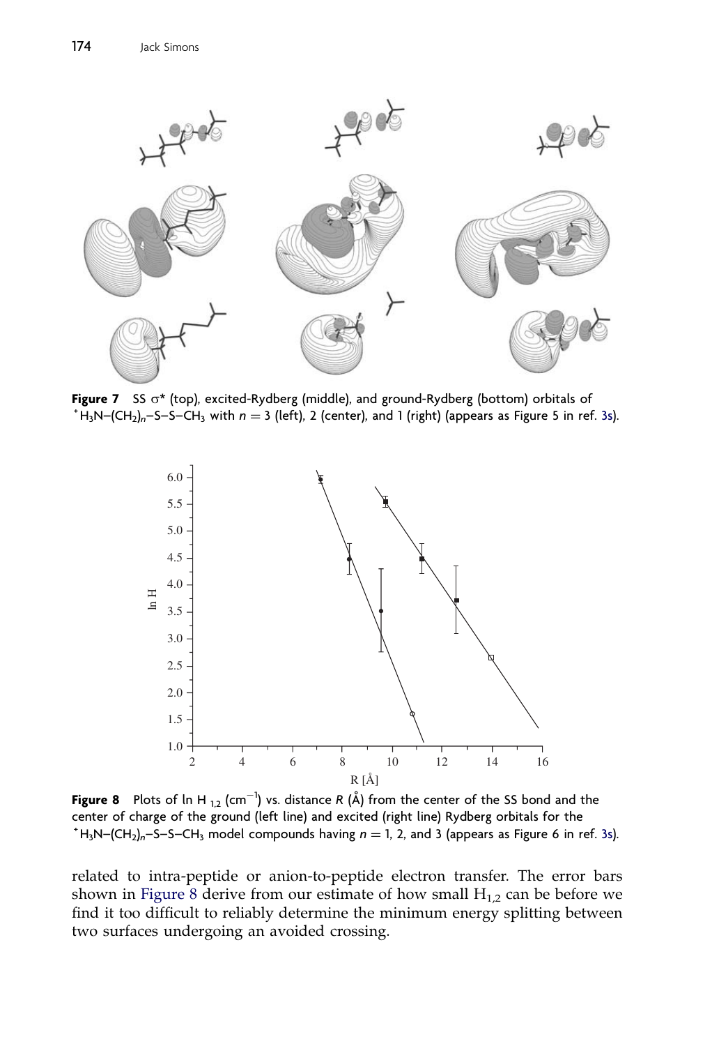**Figure 7** SS σ* (top), excited-Rydberg (middle), and ground-Rydberg (bottom) orbitals of $^{+}H_3N{-}(CH_2)_n{-}S{-}S{-}CH_3$ with $n = 3$ (left), 2 (center), and 1 (right) (appears as Figure 5 in ref. 3s).

**Figure 8** Plots of ln $H_{1,2}$ ($cm^{-1}$) vs. distance $R$ (Å) from the center of the SS bond and the center of charge of the ground (left line) and excited (right line) Rydberg orbitals for the $^{+}H_3N{-}(CH_2)_n{-}S{-}S{-}CH_3$ model compounds having $n = 1$, 2, and 3 (appears as Figure 6 in ref. 3s).

related to intra-peptide or anion-to-peptide electron transfer. The error bars shown in Figure 8 derive from our estimate of how small $H_{1,2}$ can be before we find it too difficult to reliably determine the minimum energy splitting between two surfaces undergoing an avoided crossing.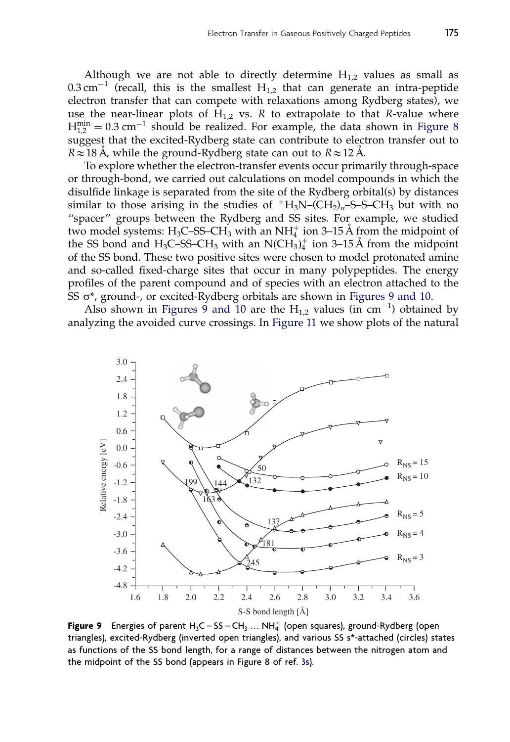Although we are not able to directly determine $H_{1,2}$ values as small as $0.3\ \text{cm}^{-1}$ (recall, this is the smallest $H_{1,2}$ that can generate an intra-peptide electron transfer that can compete with relaxations among Rydberg states), we use the near-linear plots of $H_{1,2}$ vs. $R$ to extrapolate to that $R$-value where $H_{1,2}^{\text{min}} = 0.3\ \text{cm}^{-1}$ should be realized. For example, the data shown in Figure 8 suggest that the excited-Rydberg state can contribute to electron transfer out to $R \approx 18$ Å, while the ground-Rydberg state can out to $R \approx 12$ Å.

To explore whether the electron-transfer events occur primarily through-space or through-bond, we carried out calculations on model compounds in which the disulfide linkage is separated from the site of the Rydberg orbital(s) by distances similar to those arising in the studies of $^{+}H_3N\text{–}(CH_2)_n\text{–S–S–}CH_3$ but with no "spacer" groups between the Rydberg and SS sites. For example, we studied two model systems: $H_3C\text{–SS–}CH_3$ with an $NH_4^+$ ion 3–15 Å from the midpoint of the SS bond and $H_3C\text{–SS–}CH_3$ with an $N(CH_3)_4^+$ ion 3–15 Å from the midpoint of the SS bond. These two positive sites were chosen to model protonated amine and so-called fixed-charge sites that occur in many polypeptides. The energy profiles of the parent compound and of species with an electron attached to the SS σ*, ground-, or excited-Rydberg orbitals are shown in Figures 9 and 10.

Also shown in Figures 9 and 10 are the $H_{1,2}$ values (in $\text{cm}^{-1}$) obtained by analyzing the avoided curve crossings. In Figure 11 we show plots of the natural

**Figure 9** Energies of parent $H_3C-SS-CH_3 \ldots NH_4^+$ (open squares), ground-Rydberg (open triangles), excited-Rydberg (inverted open triangles), and various SS s*-attached (circles) states as functions of the SS bond length, for a range of distances between the nitrogen atom and the midpoint of the SS bond (appears in Figure 8 of ref. 3s).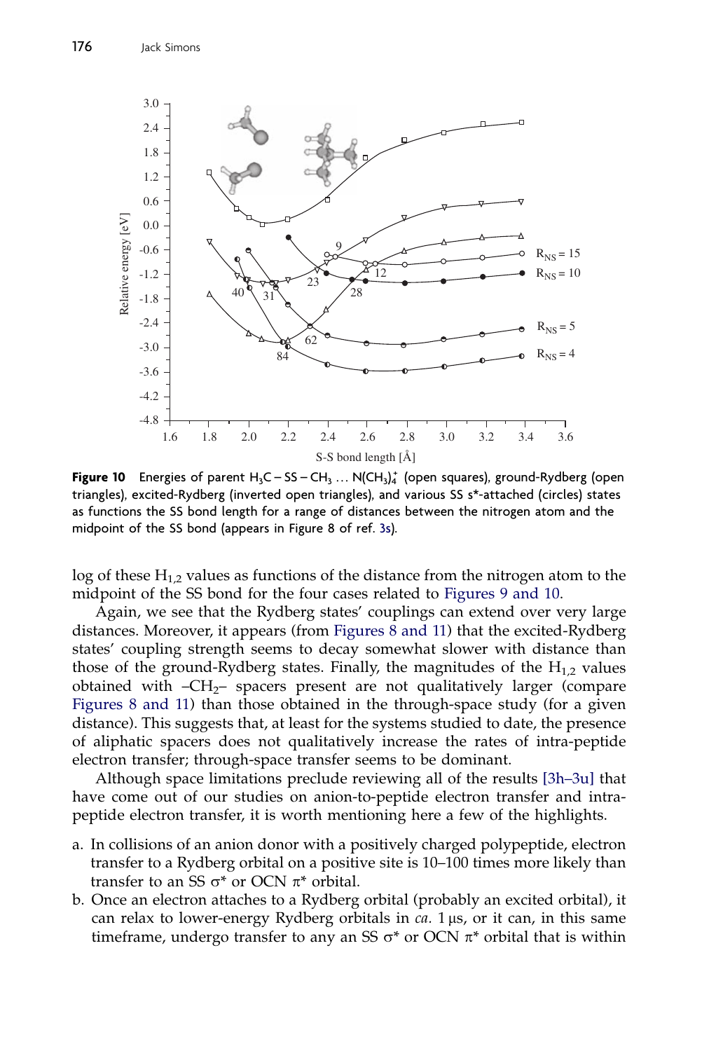**Figure 10** Energies of parent $H_3C-SS-CH_3 \ldots N(CH_3)_4^+$ (open squares), ground-Rydberg (open triangles), excited-Rydberg (inverted open triangles), and various SS s*-attached (circles) states as functions the SS bond length for a range of distances between the nitrogen atom and the midpoint of the SS bond (appears in Figure 8 of ref. 3s).

log of these $H_{1,2}$ values as functions of the distance from the nitrogen atom to the midpoint of the SS bond for the four cases related to Figures 9 and 10.

Again, we see that the Rydberg states' couplings can extend over very large distances. Moreover, it appears (from Figures 8 and 11) that the excited-Rydberg states' coupling strength seems to decay somewhat slower with distance than those of the ground-Rydberg states. Finally, the magnitudes of the $H_{1,2}$ values obtained with $-CH_2-$ spacers present are not qualitatively larger (compare Figures 8 and 11) than those obtained in the through-space study (for a given distance). This suggests that, at least for the systems studied to date, the presence of aliphatic spacers does not qualitatively increase the rates of intra-peptide electron transfer; through-space transfer seems to be dominant.

Although space limitations preclude reviewing all of the results [3h–3u] that have come out of our studies on anion-to-peptide electron transfer and intra-peptide electron transfer, it is worth mentioning here a few of the highlights.

a. In collisions of an anion donor with a positively charged polypeptide, electron transfer to a Rydberg orbital on a positive site is 10–100 times more likely than transfer to an SS σ* or OCN π* orbital.
b. Once an electron attaches to a Rydberg orbital (probably an excited orbital), it can relax to lower-energy Rydberg orbitals in *ca.* 1 μs, or it can, in this same timeframe, undergo transfer to any an SS σ* or OCN π* orbital that is within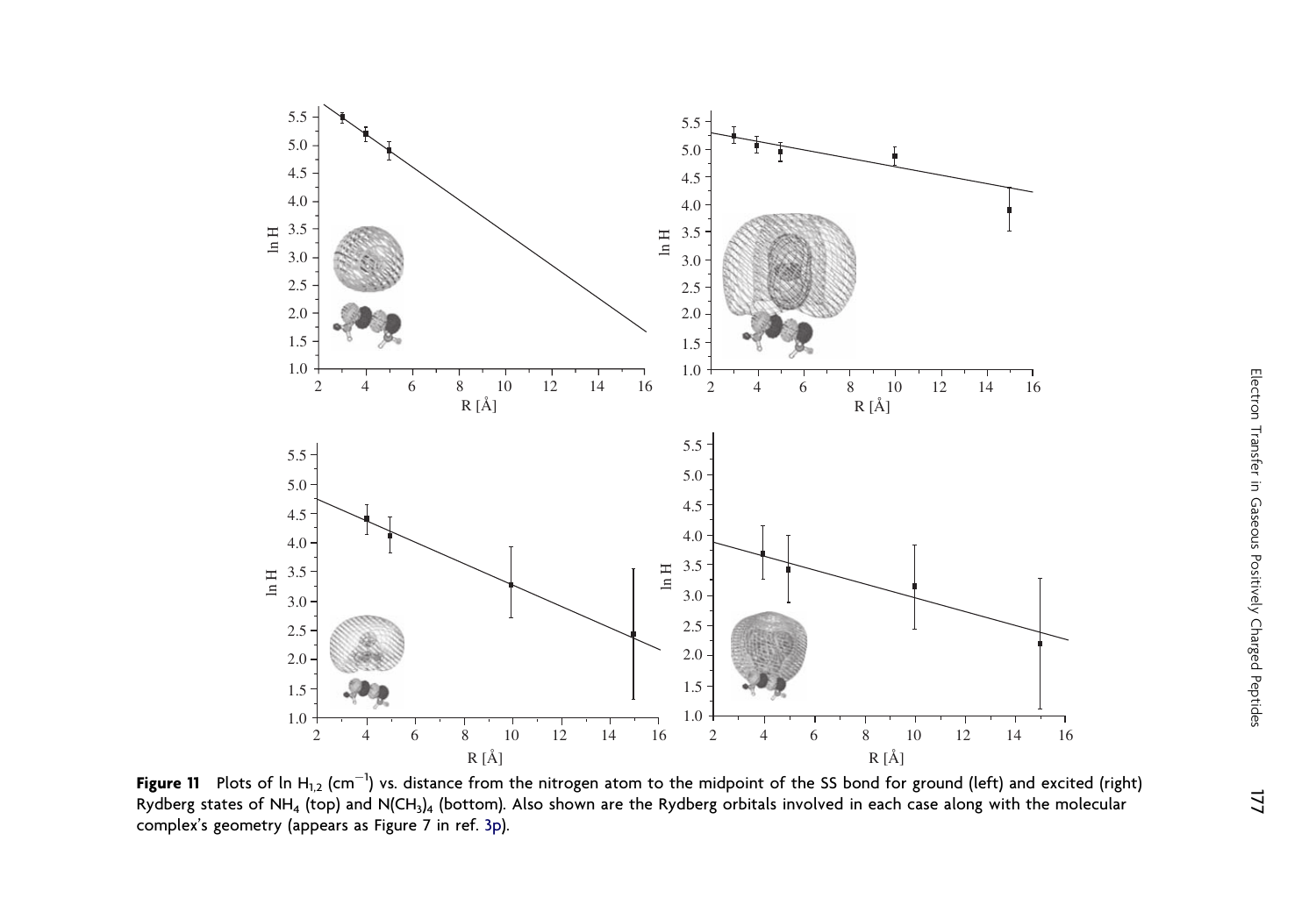**Figure 11** Plots of ln $H_{1,2}$ ($cm^{-1}$) vs. distance from the nitrogen atom to the midpoint of the SS bond for ground (left) and excited (right) Rydberg states of $NH_4$ (top) and $N(CH_3)_4$ (bottom). Also shown are the Rydberg orbitals involved in each case along with the molecular complex's geometry (appears as Figure 7 in ref. 3p).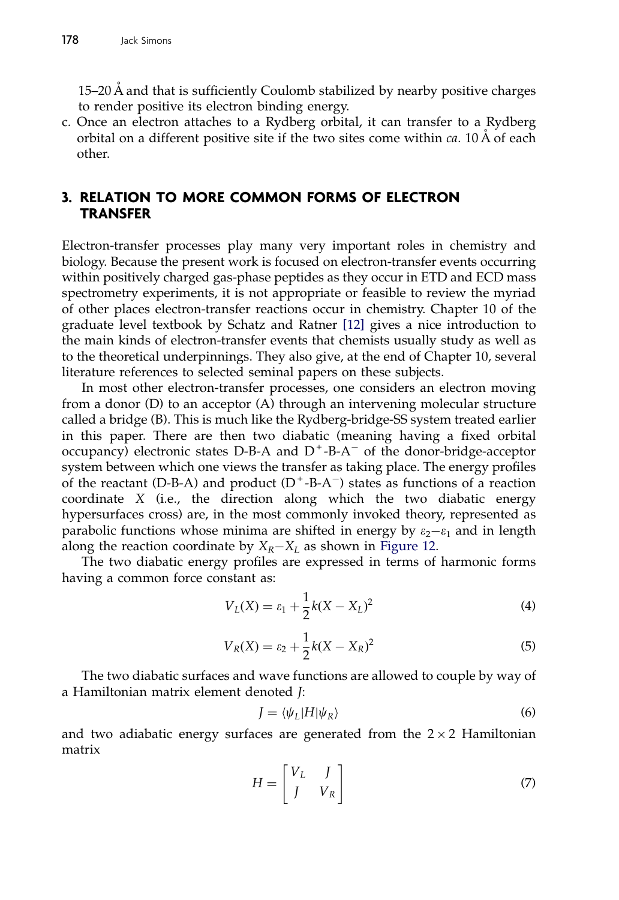15–20 Å and that is sufficiently Coulomb stabilized by nearby positive charges to render positive its electron binding energy.

c. Once an electron attaches to a Rydberg orbital, it can transfer to a Rydberg orbital on a different positive site if the two sites come within *ca.* 10 Å of each other.

## 3. RELATION TO MORE COMMON FORMS OF ELECTRON TRANSFER

Electron-transfer processes play many very important roles in chemistry and biology. Because the present work is focused on electron-transfer events occurring within positively charged gas-phase peptides as they occur in ETD and ECD mass spectrometry experiments, it is not appropriate or feasible to review the myriad of other places electron-transfer reactions occur in chemistry. Chapter 10 of the graduate level textbook by Schatz and Ratner [12] gives a nice introduction to the main kinds of electron-transfer events that chemists usually study as well as to the theoretical underpinnings. They also give, at the end of Chapter 10, several literature references to selected seminal papers on these subjects.

In most other electron-transfer processes, one considers an electron moving from a donor (D) to an acceptor (A) through an intervening molecular structure called a bridge (B). This is much like the Rydberg-bridge-SS system treated earlier in this paper. There are then two diabatic (meaning having a fixed orbital occupancy) electronic states D-B-A and $D^+$-B-$A^-$ of the donor-bridge-acceptor system between which one views the transfer as taking place. The energy profiles of the reactant (D-B-A) and product ($D^+$-B-$A^-$) states as functions of a reaction coordinate $X$ (i.e., the direction along which the two diabatic energy hypersurfaces cross) are, in the most commonly invoked theory, represented as parabolic functions whose minima are shifted in energy by $\varepsilon_2 - \varepsilon_1$ and in length along the reaction coordinate by $X_R - X_L$ as shown in Figure 12.

The two diabatic energy profiles are expressed in terms of harmonic forms having a common force constant as:

$$V_L(X) = \varepsilon_1 + \frac{1}{2}k(X - X_L)^2 \tag{4}$$

$$V_R(X) = \varepsilon_2 + \frac{1}{2}k(X - X_R)^2 \tag{5}$$

The two diabatic surfaces and wave functions are allowed to couple by way of a Hamiltonian matrix element denoted $J$:

$$J = \langle \psi_L | H | \psi_R \rangle \tag{6}$$

and two adiabatic energy surfaces are generated from the $2 \times 2$ Hamiltonian matrix

$$H = \begin{bmatrix} V_L & J \\ J & V_R \end{bmatrix} \tag{7}$$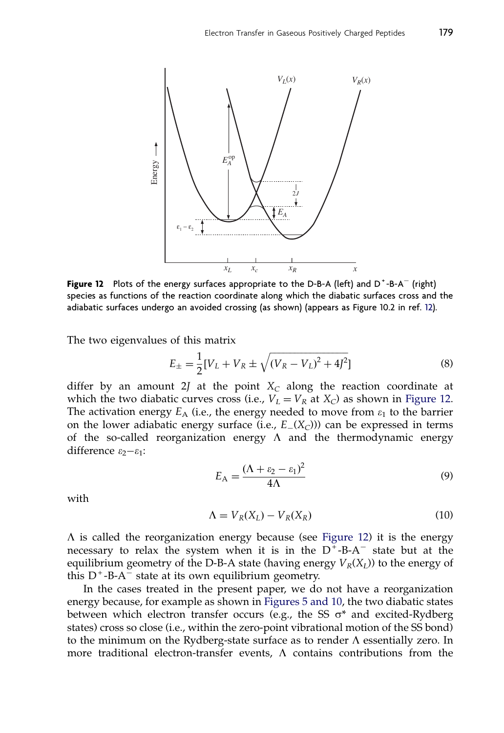**Figure 12** Plots of the energy surfaces appropriate to the D-B-A (left) and $D^+$-B-$A^-$ (right) species as functions of the reaction coordinate along which the diabatic surfaces cross and the adiabatic surfaces undergo an avoided crossing (as shown) (appears as Figure 10.2 in ref. 12).

The two eigenvalues of this matrix

$$E_{\pm} = \frac{1}{2}[V_L + V_R \pm \sqrt{(V_R - V_L)^2 + 4J^2}] \tag{8}$$

differ by an amount $2J$ at the point $X_C$ along the reaction coordinate at which the two diabatic curves cross (i.e., $V_L = V_R$ at $X_C$) as shown in Figure 12. The activation energy $E_A$ (i.e., the energy needed to move from $\varepsilon_1$ to the barrier on the lower adiabatic energy surface (i.e., $E_-(X_C)$)) can be expressed in terms of the so-called reorganization energy $\Lambda$ and the thermodynamic energy difference $\varepsilon_2 - \varepsilon_1$:

$$E_A = \frac{(\Lambda + \varepsilon_2 - \varepsilon_1)^2}{4\Lambda} \tag{9}$$

with

$$\Lambda = V_R(X_L) - V_R(X_R) \tag{10}$$

$\Lambda$ is called the reorganization energy because (see Figure 12) it is the energy necessary to relax the system when it is in the $D^+$-B-$A^-$ state but at the equilibrium geometry of the D-B-A state (having energy $V_R(X_L)$) to the energy of this $D^+$-B-$A^-$ state at its own equilibrium geometry.

In the cases treated in the present paper, we do not have a reorganization energy because, for example as shown in Figures 5 and 10, the two diabatic states between which electron transfer occurs (e.g., the SS $\sigma^*$ and excited-Rydberg states) cross so close (i.e., within the zero-point vibrational motion of the SS bond) to the minimum on the Rydberg-state surface as to render $\Lambda$ essentially zero. In more traditional electron-transfer events, $\Lambda$ contains contributions from the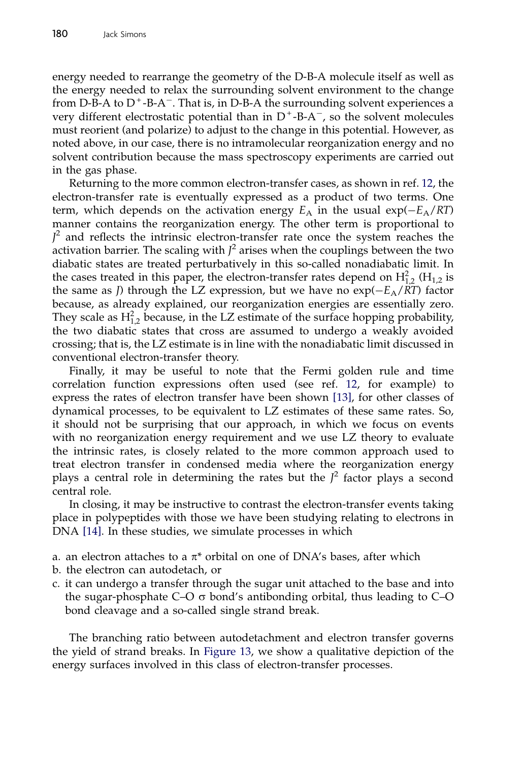energy needed to rearrange the geometry of the D-B-A molecule itself as well as the energy needed to relax the surrounding solvent environment to the change from D-B-A to $D^+$-B-$A^-$. That is, in D-B-A the surrounding solvent experiences a very different electrostatic potential than in $D^+$-B-$A^-$, so the solvent molecules must reorient (and polarize) to adjust to the change in this potential. However, as noted above, in our case, there is no intramolecular reorganization energy and no solvent contribution because the mass spectroscopy experiments are carried out in the gas phase.

Returning to the more common electron-transfer cases, as shown in ref. 12, the electron-transfer rate is eventually expressed as a product of two terms. One term, which depends on the activation energy $E_A$ in the usual $\exp(-E_A/RT)$ manner contains the reorganization energy. The other term is proportional to $J^2$ and reflects the intrinsic electron-transfer rate once the system reaches the activation barrier. The scaling with $J^2$ arises when the couplings between the two diabatic states are treated perturbatively in this so-called nonadiabatic limit. In the cases treated in this paper, the electron-transfer rates depend on $H_{1,2}^2$ ($H_{1,2}$ is the same as $J$) through the LZ expression, but we have no $\exp(-E_A/RT)$ factor because, as already explained, our reorganization energies are essentially zero. They scale as $H_{1,2}^2$ because, in the LZ estimate of the surface hopping probability, the two diabatic states that cross are assumed to undergo a weakly avoided crossing; that is, the LZ estimate is in line with the nonadiabatic limit discussed in conventional electron-transfer theory.

Finally, it may be useful to note that the Fermi golden rule and time correlation function expressions often used (see ref. 12, for example) to express the rates of electron transfer have been shown [13], for other classes of dynamical processes, to be equivalent to LZ estimates of these same rates. So, it should not be surprising that our approach, in which we focus on events with no reorganization energy requirement and we use LZ theory to evaluate the intrinsic rates, is closely related to the more common approach used to treat electron transfer in condensed media where the reorganization energy plays a central role in determining the rates but the $J^2$ factor plays a second central role.

In closing, it may be instructive to contrast the electron-transfer events taking place in polypeptides with those we have been studying relating to electrons in DNA [14]. In these studies, we simulate processes in which

a. an electron attaches to a $\pi^*$ orbital on one of DNA's bases, after which
b. the electron can autodetach, or
c. it can undergo a transfer through the sugar unit attached to the base and into the sugar-phosphate C–O $\sigma$ bond's antibonding orbital, thus leading to C–O bond cleavage and a so-called single strand break.

The branching ratio between autodetachment and electron transfer governs the yield of strand breaks. In Figure 13, we show a qualitative depiction of the energy surfaces involved in this class of electron-transfer processes.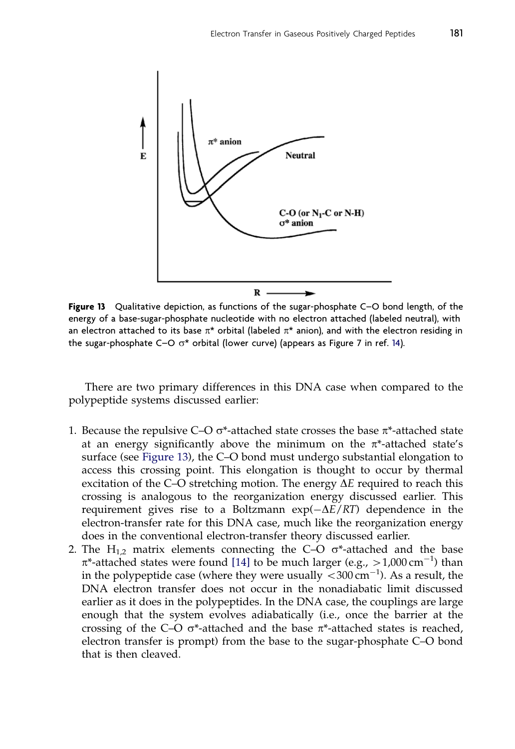**Figure 13** Qualitative depiction, as functions of the sugar-phosphate C–O bond length, of the energy of a base-sugar-phosphate nucleotide with no electron attached (labeled neutral), with an electron attached to its base π* orbital (labeled π* anion), and with the electron residing in the sugar-phosphate C–O σ* orbital (lower curve) (appears as Figure 7 in ref. 14).

There are two primary differences in this DNA case when compared to the polypeptide systems discussed earlier:

1. Because the repulsive C–O σ*-attached state crosses the base π*-attached state at an energy significantly above the minimum on the π*-attached state's surface (see Figure 13), the C–O bond must undergo substantial elongation to access this crossing point. This elongation is thought to occur by thermal excitation of the C–O stretching motion. The energy $\Delta E$ required to reach this crossing is analogous to the reorganization energy discussed earlier. This requirement gives rise to a Boltzmann $\exp(-\Delta E/RT)$ dependence in the electron-transfer rate for this DNA case, much like the reorganization energy does in the conventional electron-transfer theory discussed earlier.
2. The $H_{1,2}$ matrix elements connecting the C–O σ*-attached and the base π*-attached states were found [14] to be much larger (e.g., $>1{,}000\,\text{cm}^{-1}$) than in the polypeptide case (where they were usually $<300\,\text{cm}^{-1}$). As a result, the DNA electron transfer does not occur in the nonadiabatic limit discussed earlier as it does in the polypeptides. In the DNA case, the couplings are large enough that the system evolves adiabatically (i.e., once the barrier at the crossing of the C–O σ*-attached and the base π*-attached states is reached, electron transfer is prompt) from the base to the sugar-phosphate C–O bond that is then cleaved.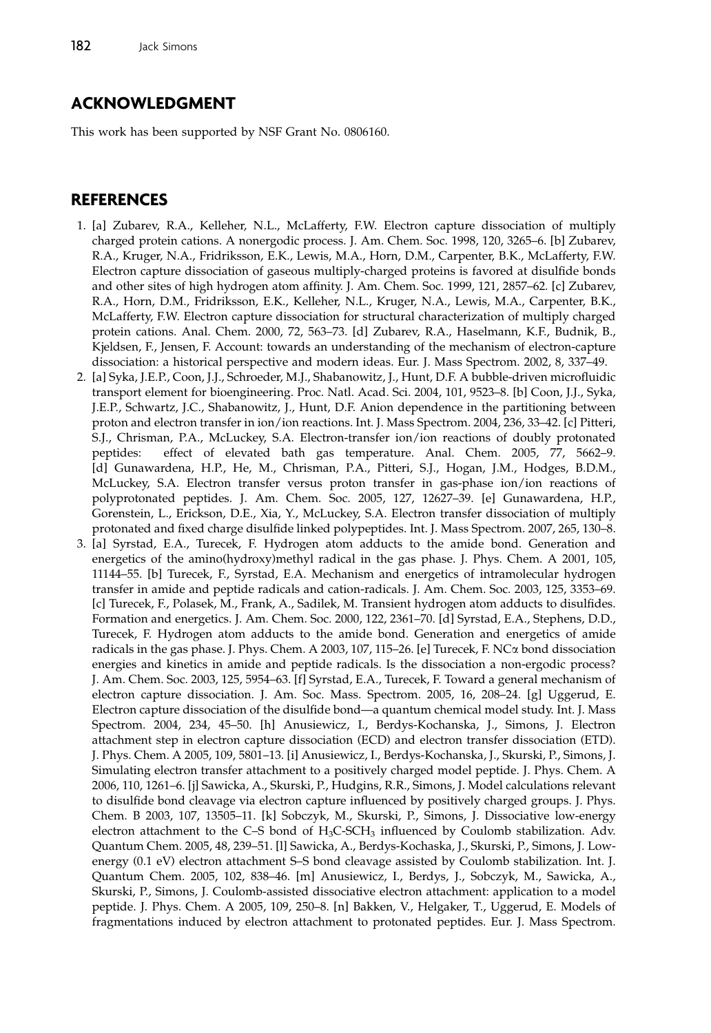## ACKNOWLEDGMENT

This work has been supported by NSF Grant No. 0806160.

## REFERENCES

1. [a] Zubarev, R.A., Kelleher, N.L., McLafferty, F.W. Electron capture dissociation of multiply charged protein cations. A nonergodic process. J. Am. Chem. Soc. 1998, 120, 3265–6. [b] Zubarev, R.A., Kruger, N.A., Fridriksson, E.K., Lewis, M.A., Horn, D.M., Carpenter, B.K., McLafferty, F.W. Electron capture dissociation of gaseous multiply-charged proteins is favored at disulfide bonds and other sites of high hydrogen atom affinity. J. Am. Chem. Soc. 1999, 121, 2857–62. [c] Zubarev, R.A., Horn, D.M., Fridriksson, E.K., Kelleher, N.L., Kruger, N.A., Lewis, M.A., Carpenter, B.K., McLafferty, F.W. Electron capture dissociation for structural characterization of multiply charged protein cations. Anal. Chem. 2000, 72, 563–73. [d] Zubarev, R.A., Haselmann, K.F., Budnik, B., Kjeldsen, F., Jensen, F. Account: towards an understanding of the mechanism of electron-capture dissociation: a historical perspective and modern ideas. Eur. J. Mass Spectrom. 2002, 8, 337–49.
2. [a] Syka, J.E.P., Coon, J.J., Schroeder, M.J., Shabanowitz, J., Hunt, D.F. A bubble-driven microfluidic transport element for bioengineering. Proc. Natl. Acad. Sci. 2004, 101, 9523–8. [b] Coon, J.J., Syka, J.E.P., Schwartz, J.C., Shabanowitz, J., Hunt, D.F. Anion dependence in the partitioning between proton and electron transfer in ion/ion reactions. Int. J. Mass Spectrom. 2004, 236, 33–42. [c] Pitteri, S.J., Chrisman, P.A., McLuckey, S.A. Electron-transfer ion/ion reactions of doubly protonated peptides: effect of elevated bath gas temperature. Anal. Chem. 2005, 77, 5662–9. [d] Gunawardena, H.P., He, M., Chrisman, P.A., Pitteri, S.J., Hogan, J.M., Hodges, B.D.M., McLuckey, S.A. Electron transfer versus proton transfer in gas-phase ion/ion reactions of polyprotonated peptides. J. Am. Chem. Soc. 2005, 127, 12627–39. [e] Gunawardena, H.P., Gorenstein, L., Erickson, D.E., Xia, Y., McLuckey, S.A. Electron transfer dissociation of multiply protonated and fixed charge disulfide linked polypeptides. Int. J. Mass Spectrom. 2007, 265, 130–8.
3. [a] Syrstad, E.A., Turecek, F. Hydrogen atom adducts to the amide bond. Generation and energetics of the amino(hydroxy)methyl radical in the gas phase. J. Phys. Chem. A 2001, 105, 11144–55. [b] Turecek, F., Syrstad, E.A. Mechanism and energetics of intramolecular hydrogen transfer in amide and peptide radicals and cation-radicals. J. Am. Chem. Soc. 2003, 125, 3353–69. [c] Turecek, F., Polasek, M., Frank, A., Sadilek, M. Transient hydrogen atom adducts to disulfides. Formation and energetics. J. Am. Chem. Soc. 2000, 122, 2361–70. [d] Syrstad, E.A., Stephens, D.D., Turecek, F. Hydrogen atom adducts to the amide bond. Generation and energetics of amide radicals in the gas phase. J. Phys. Chem. A 2003, 107, 115–26. [e] Turecek, F. NC$\alpha$ bond dissociation energies and kinetics in amide and peptide radicals. Is the dissociation a non-ergodic process? J. Am. Chem. Soc. 2003, 125, 5954–63. [f] Syrstad, E.A., Turecek, F. Toward a general mechanism of electron capture dissociation. J. Am. Soc. Mass. Spectrom. 2005, 16, 208–24. [g] Uggerud, E. Electron capture dissociation of the disulfide bond—a quantum chemical model study. Int. J. Mass Spectrom. 2004, 234, 45–50. [h] Anusiewicz, I., Berdys-Kochanska, J., Simons, J. Electron attachment step in electron capture dissociation (ECD) and electron transfer dissociation (ETD). J. Phys. Chem. A 2005, 109, 5801–13. [i] Anusiewicz, I., Berdys-Kochanska, J., Skurski, P., Simons, J. Simulating electron transfer attachment to a positively charged model peptide. J. Phys. Chem. A 2006, 110, 1261–6. [j] Sawicka, A., Skurski, P., Hudgins, R.R., Simons, J. Model calculations relevant to disulfide bond cleavage via electron capture influenced by positively charged groups. J. Phys. Chem. B 2003, 107, 13505–11. [k] Sobczyk, M., Skurski, P., Simons, J. Dissociative low-energy electron attachment to the C–S bond of $H_3C$-$SCH_3$ influenced by Coulomb stabilization. Adv. Quantum Chem. 2005, 48, 239–51. [l] Sawicka, A., Berdys-Kochaska, J., Skurski, P., Simons, J. Low-energy (0.1 eV) electron attachment S–S bond cleavage assisted by Coulomb stabilization. Int. J. Quantum Chem. 2005, 102, 838–46. [m] Anusiewicz, I., Berdys, J., Sobczyk, M., Sawicka, A., Skurski, P., Simons, J. Coulomb-assisted dissociative electron attachment: application to a model peptide. J. Phys. Chem. A 2005, 109, 250–8. [n] Bakken, V., Helgaker, T., Uggerud, E. Models of fragmentations induced by electron attachment to protonated peptides. Eur. J. Mass Spectrom.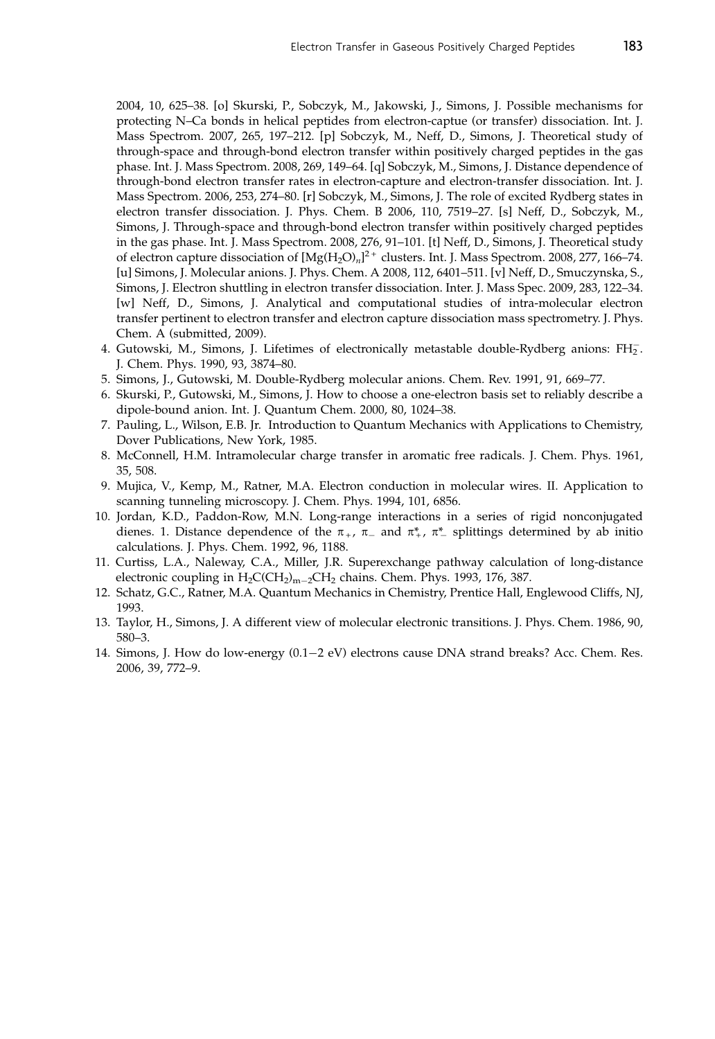2004, 10, 625–38. [o] Skurski, P., Sobczyk, M., Jakowski, J., Simons, J. Possible mechanisms for protecting N–Ca bonds in helical peptides from electron-captue (or transfer) dissociation. Int. J. Mass Spectrom. 2007, 265, 197–212. [p] Sobczyk, M., Neff, D., Simons, J. Theoretical study of through-space and through-bond electron transfer within positively charged peptides in the gas phase. Int. J. Mass Spectrom. 2008, 269, 149–64. [q] Sobczyk, M., Simons, J. Distance dependence of through-bond electron transfer rates in electron-capture and electron-transfer dissociation. Int. J. Mass Spectrom. 2006, 253, 274–80. [r] Sobczyk, M., Simons, J. The role of excited Rydberg states in electron transfer dissociation. J. Phys. Chem. B 2006, 110, 7519–27. [s] Neff, D., Sobczyk, M., Simons, J. Through-space and through-bond electron transfer within positively charged peptides in the gas phase. Int. J. Mass Spectrom. 2008, 276, 91–101. [t] Neff, D., Simons, J. Theoretical study of electron capture dissociation of $[Mg(H_2O)_n]^{2+}$ clusters. Int. J. Mass Spectrom. 2008, 277, 166–74. [u] Simons, J. Molecular anions. J. Phys. Chem. A 2008, 112, 6401–511. [v] Neff, D., Smuczynska, S., Simons, J. Electron shuttling in electron transfer dissociation. Inter. J. Mass Spec. 2009, 283, 122–34. [w] Neff, D., Simons, J. Analytical and computational studies of intra-molecular electron transfer pertinent to electron transfer and electron capture dissociation mass spectrometry. J. Phys. Chem. A (submitted, 2009).

4. Gutowski, M., Simons, J. Lifetimes of electronically metastable double-Rydberg anions: $FH_2^-$. J. Chem. Phys. 1990, 93, 3874–80.
5. Simons, J., Gutowski, M. Double-Rydberg molecular anions. Chem. Rev. 1991, 91, 669–77.
6. Skurski, P., Gutowski, M., Simons, J. How to choose a one-electron basis set to reliably describe a dipole-bound anion. Int. J. Quantum Chem. 2000, 80, 1024–38.
7. Pauling, L., Wilson, E.B. Jr. Introduction to Quantum Mechanics with Applications to Chemistry, Dover Publications, New York, 1985.
8. McConnell, H.M. Intramolecular charge transfer in aromatic free radicals. J. Chem. Phys. 1961, 35, 508.
9. Mujica, V., Kemp, M., Ratner, M.A. Electron conduction in molecular wires. II. Application to scanning tunneling microscopy. J. Chem. Phys. 1994, 101, 6856.
10. Jordan, K.D., Paddon-Row, M.N. Long-range interactions in a series of rigid nonconjugated dienes. 1. Distance dependence of the $\pi_+$, $\pi_-$ and $\pi^*_+$, $\pi^*_-$ splittings determined by ab initio calculations. J. Phys. Chem. 1992, 96, 1188.
11. Curtiss, L.A., Naleway, C.A., Miller, J.R. Superexchange pathway calculation of long-distance electronic coupling in $H_2C(CH_2)_{m-2}CH_2$ chains. Chem. Phys. 1993, 176, 387.
12. Schatz, G.C., Ratner, M.A. Quantum Mechanics in Chemistry, Prentice Hall, Englewood Cliffs, NJ, 1993.
13. Taylor, H., Simons, J. A different view of molecular electronic transitions. J. Phys. Chem. 1986, 90, 580–3.
14. Simons, J. How do low-energy (0.1−2 eV) electrons cause DNA strand breaks? Acc. Chem. Res. 2006, 39, 772–9.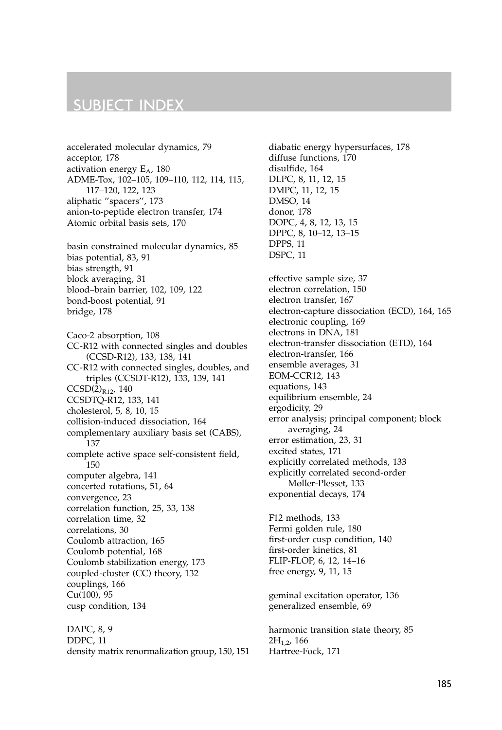# SUBJECT INDEX

accelerated molecular dynamics, 79
acceptor, 178
activation energy $E_A$, 180
ADME-Tox, 102–105, 109–110, 112, 114, 115, 117–120, 122, 123
aliphatic ''spacers'', 173
anion-to-peptide electron transfer, 174
Atomic orbital basis sets, 170

basin constrained molecular dynamics, 85
bias potential, 83, 91
bias strength, 91
block averaging, 31
blood–brain barrier, 102, 109, 122
bond-boost potential, 91
bridge, 178

Caco-2 absorption, 108
CC-R12 with connected singles and doubles (CCSD-R12), 133, 138, 141
CC-R12 with connected singles, doubles, and triples (CCSDT-R12), 133, 139, 141
$CCSD(2)_{R12}$, 140
CCSDTQ-R12, 133, 141
cholesterol, 5, 8, 10, 15
collision-induced dissociation, 164
complementary auxiliary basis set (CABS), 137
complete active space self-consistent field, 150
computer algebra, 141
concerted rotations, 51, 64
convergence, 23
correlation function, 25, 33, 138
correlation time, 32
correlations, 30
Coulomb attraction, 165
Coulomb potential, 168
Coulomb stabilization energy, 173
coupled-cluster (CC) theory, 132
couplings, 166
Cu(100), 95
cusp condition, 134

DAPC, 8, 9
DDPC, 11
density matrix renormalization group, 150, 151
diabatic energy hypersurfaces, 178
diffuse functions, 170
disulfide, 164
DLPC, 8, 11, 12, 15
DMPC, 11, 12, 15
DMSO, 14
donor, 178
DOPC, 4, 8, 12, 13, 15
DPPC, 8, 10–12, 13–15
DPPS, 11
DSPC, 11

effective sample size, 37
electron correlation, 150
electron transfer, 167
electron-capture dissociation (ECD), 164, 165
electronic coupling, 169
electrons in DNA, 181
electron-transfer dissociation (ETD), 164
electron-transfer, 166
ensemble averages, 31
EOM-CCR12, 143
equations, 143
equilibrium ensemble, 24
ergodicity, 29
error analysis; principal component; block averaging, 24
error estimation, 23, 31
excited states, 171
explicitly correlated methods, 133
explicitly correlated second-order Møller-Plesset, 133
exponential decays, 174

F12 methods, 133
Fermi golden rule, 180
first-order cusp condition, 140
first-order kinetics, 81
FLIP-FLOP, 6, 12, 14–16
free energy, 9, 11, 15

geminal excitation operator, 136
generalized ensemble, 69

harmonic transition state theory, 85
$2H_{1,2}$, 166
Hartree-Fock, 171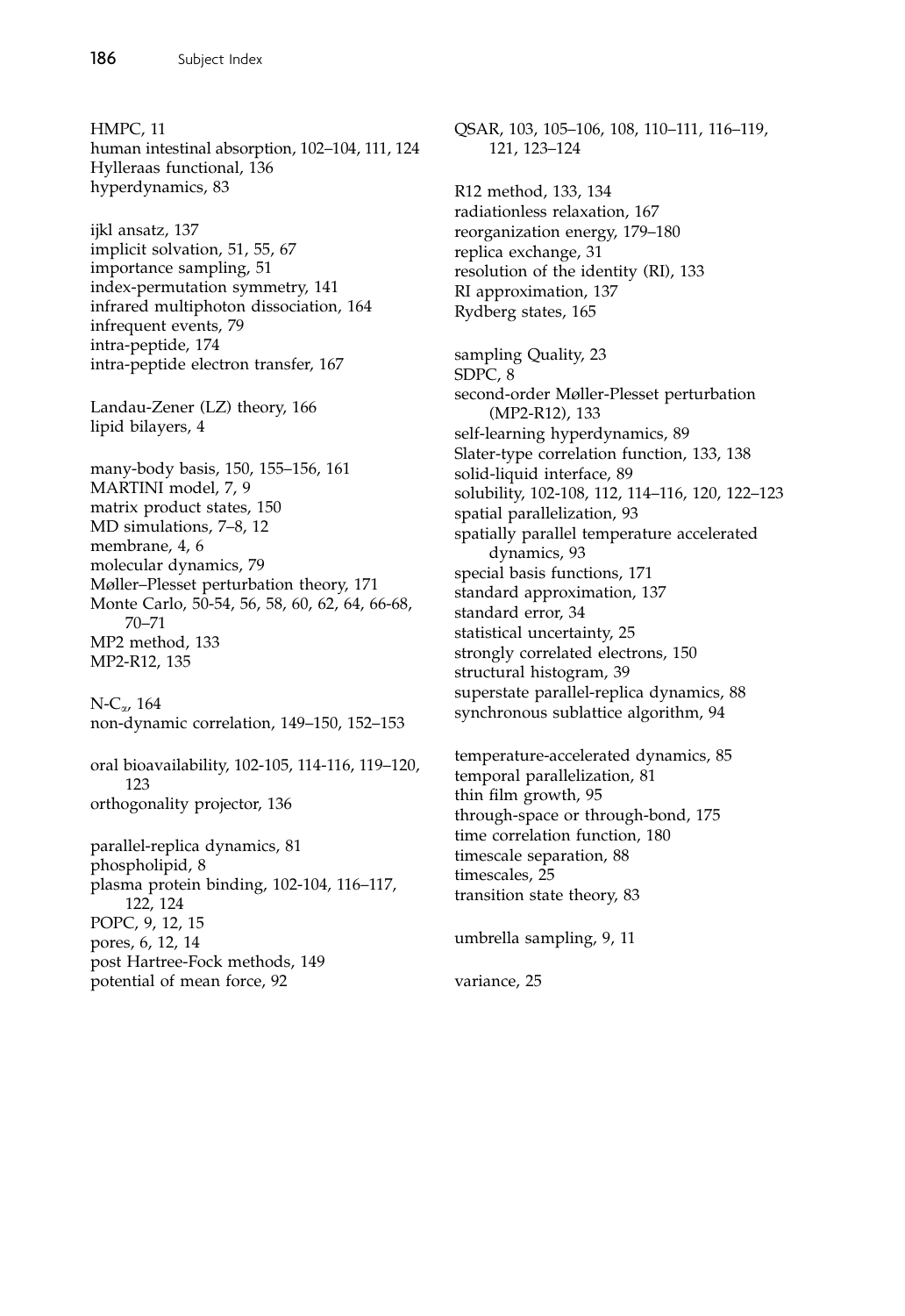HMPC, 11
human intestinal absorption, 102–104, 111, 124
Hylleraas functional, 136
hyperdynamics, 83

ijkl ansatz, 137
implicit solvation, 51, 55, 67
importance sampling, 51
index-permutation symmetry, 141
infrared multiphoton dissociation, 164
infrequent events, 79
intra-peptide, 174
intra-peptide electron transfer, 167

Landau-Zener (LZ) theory, 166
lipid bilayers, 4

many-body basis, 150, 155–156, 161
MARTINI model, 7, 9
matrix product states, 150
MD simulations, 7–8, 12
membrane, 4, 6
molecular dynamics, 79
Møller–Plesset perturbation theory, 171
Monte Carlo, 50-54, 56, 58, 60, 62, 64, 66-68, 70–71
MP2 method, 133
MP2-R12, 135

N-$C_{\alpha}$, 164
non-dynamic correlation, 149–150, 152–153

oral bioavailability, 102-105, 114-116, 119–120, 123
orthogonality projector, 136

parallel-replica dynamics, 81
phospholipid, 8
plasma protein binding, 102-104, 116–117, 122, 124
POPC, 9, 12, 15
pores, 6, 12, 14
post Hartree-Fock methods, 149
potential of mean force, 92

QSAR, 103, 105–106, 108, 110–111, 116–119, 121, 123–124

R12 method, 133, 134
radiationless relaxation, 167
reorganization energy, 179–180
replica exchange, 31
resolution of the identity (RI), 133
RI approximation, 137
Rydberg states, 165

sampling Quality, 23
SDPC, 8
second-order Møller-Plesset perturbation (MP2-R12), 133
self-learning hyperdynamics, 89
Slater-type correlation function, 133, 138
solid-liquid interface, 89
solubility, 102-108, 112, 114–116, 120, 122–123
spatial parallelization, 93
spatially parallel temperature accelerated dynamics, 93
special basis functions, 171
standard approximation, 137
standard error, 34
statistical uncertainty, 25
strongly correlated electrons, 150
structural histogram, 39
superstate parallel-replica dynamics, 88
synchronous sublattice algorithm, 94

temperature-accelerated dynamics, 85
temporal parallelization, 81
thin film growth, 95
through-space or through-bond, 175
time correlation function, 180
timescale separation, 88
timescales, 25
transition state theory, 83

umbrella sampling, 9, 11

variance, 25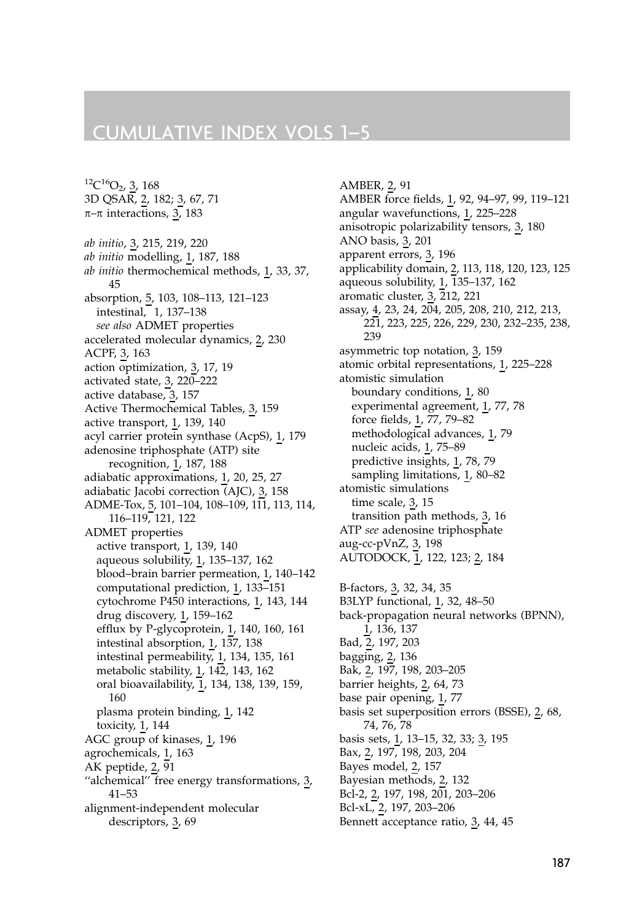# CUMULATIVE INDEX VOLS 1–5

$^{12}C^{16}O_2$, 3, 168
3D QSAR, 2, 182; 3, 67, 71
π–π interactions, 3, 183

*ab initio*, 3, 215, 219, 220
*ab initio* modelling, 1, 187, 188
*ab initio* thermochemical methods, 1, 33, 37, 45
absorption, 5, 103, 108–113, 121–123
  intestinal, 1, 137–138
  *see also* ADMET properties
accelerated molecular dynamics, 2, 230
ACPF, 3, 163
action optimization, 3, 17, 19
activated state, 3, 220–222
active database, 3, 157
Active Thermochemical Tables, 3, 159
active transport, 1, 139, 140
acyl carrier protein synthase (AcpS), 1, 179
adenosine triphosphate (ATP) site recognition, 1, 187, 188
adiabatic approximations, 1, 20, 25, 27
adiabatic Jacobi correction (AJC), 3, 158
ADME-Tox, 5, 101–104, 108–109, 111, 113, 114, 116–119, 121, 122
ADMET properties
  active transport, 1, 139, 140
  aqueous solubility, 1, 135–137, 162
  blood–brain barrier permeation, 1, 140–142
  computational prediction, 1, 133–151
  cytochrome P450 interactions, 1, 143, 144
  drug discovery, 1, 159–162
  efflux by P-glycoprotein, 1, 140, 160, 161
  intestinal absorption, 1, 137, 138
  intestinal permeability, 1, 134, 135, 161
  metabolic stability, 1, 142, 143, 162
  oral bioavailability, 1, 134, 138, 139, 159, 160
  plasma protein binding, 1, 142
  toxicity, 1, 144
AGC group of kinases, 1, 196
agrochemicals, 1, 163
AK peptide, 2, 91
"alchemical" free energy transformations, 3, 41–53
alignment-independent molecular descriptors, 3, 69

AMBER, 2, 91
AMBER force fields, 1, 92, 94–97, 99, 119–121
angular wavefunctions, 1, 225–228
anisotropic polarizability tensors, 3, 180
ANO basis, 3, 201
apparent errors, 3, 196
applicability domain, 2, 113, 118, 120, 123, 125
aqueous solubility, 1, 135–137, 162
aromatic cluster, 3, 212, 221
assay, 4, 23, 24, 204, 205, 208, 210, 212, 213, 221, 223, 225, 226, 229, 230, 232–235, 238, 239
asymmetric top notation, 3, 159
atomic orbital representations, 1, 225–228
atomistic simulation
  boundary conditions, 1, 80
  experimental agreement, 1, 77, 78
  force fields, 1, 77, 79–82
  methodological advances, 1, 79
  nucleic acids, 1, 75–89
  predictive insights, 1, 78, 79
  sampling limitations, 1, 80–82
atomistic simulations
  time scale, 3, 15
  transition path methods, 3, 16
ATP *see* adenosine triphosphate
aug-cc-pVnZ, 3, 198
AUTODOCK, 1, 122, 123; 2, 184

B-factors, 3, 32, 34, 35
B3LYP functional, 1, 32, 48–50
back-propagation neural networks (BPNN), 1, 136, 137
Bad, 2, 197, 203
bagging, 2, 136
Bak, 2, 197, 198, 203–205
barrier heights, 2, 64, 73
base pair opening, 1, 77
basis set superposition errors (BSSE), 2, 68, 74, 76, 78
basis sets, 1, 13–15, 32, 33; 3, 195
Bax, 2, 197, 198, 203, 204
Bayes model, 2, 157
Bayesian methods, 2, 132
Bcl-2, 2, 197, 198, 201, 203–206
Bcl-xL, 2, 197, 203–206
Bennett acceptance ratio, 3, 44, 45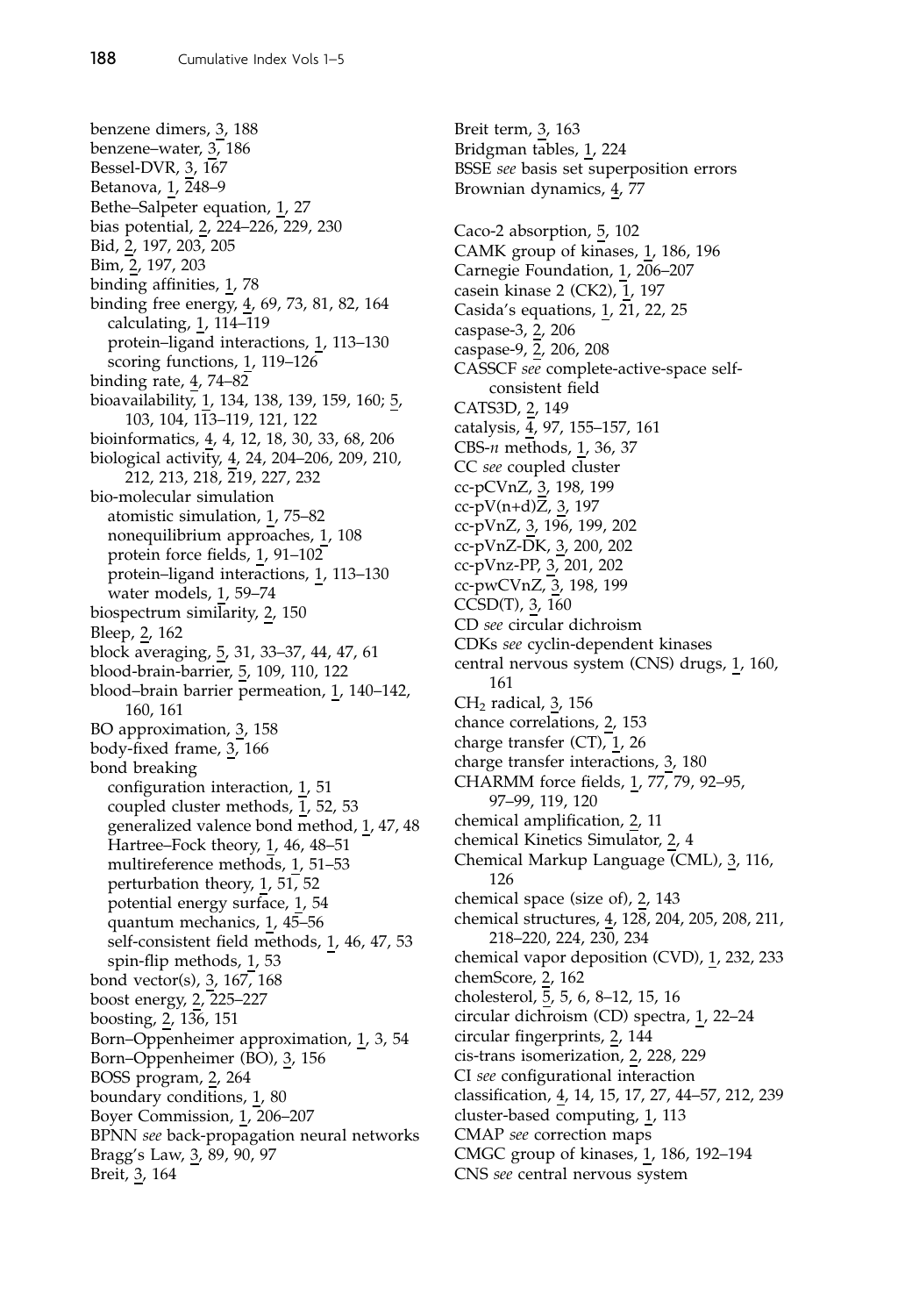benzene dimers, 3, 188
benzene–water, 3, 186
Bessel-DVR, 3, 167
Betanova, 1, 248–9
Bethe–Salpeter equation, 1, 27
bias potential, 2, 224–226, 229, 230
Bid, 2, 197, 203, 205
Bim, 2, 197, 203
binding affinities, 1, 78
binding free energy, 4, 69, 73, 81, 82, 164
  calculating, 1, 114–119
  protein–ligand interactions, 1, 113–130
  scoring functions, 1, 119–126
binding rate, 4, 74–82
bioavailability, 1, 134, 138, 139, 159, 160; 5, 103, 104, 113–119, 121, 122
bioinformatics, 4, 4, 12, 18, 30, 33, 68, 206
biological activity, 4, 24, 204–206, 209, 210, 212, 213, 218, 219, 227, 232
bio-molecular simulation
  atomistic simulation, 1, 75–82
  nonequilibrium approaches, 1, 108
  protein force fields, 1, 91–102
  protein–ligand interactions, 1, 113–130
  water models, 1, 59–74
biospectrum similarity, 2, 150
Bleep, 2, 162
block averaging, 5, 31, 33–37, 44, 47, 61
blood-brain-barrier, 5, 109, 110, 122
blood–brain barrier permeation, 1, 140–142, 160, 161
BO approximation, 3, 158
body-fixed frame, 3, 166
bond breaking
  configuration interaction, 1, 51
  coupled cluster methods, 1, 52, 53
  generalized valence bond method, 1, 47, 48
  Hartree–Fock theory, 1, 46, 48–51
  multireference methods, 1, 51–53
  perturbation theory, 1, 51, 52
  potential energy surface, 1, 54
  quantum mechanics, 1, 45–56
  self-consistent field methods, 1, 46, 47, 53
  spin-flip methods, 1, 53
bond vector(s), 3, 167, 168
boost energy, 2, 225–227
boosting, 2, 136, 151
Born–Oppenheimer approximation, 1, 3, 54
Born–Oppenheimer (BO), 3, 156
BOSS program, 2, 264
boundary conditions, 1, 80
Boyer Commission, 1, 206–207
BPNN *see* back-propagation neural networks
Bragg's Law, 3, 89, 90, 97
Breit, 3, 164
Breit term, 3, 163
Bridgman tables, 1, 224
BSSE *see* basis set superposition errors
Brownian dynamics, 4, 77

Caco-2 absorption, 5, 102
CAMK group of kinases, 1, 186, 196
Carnegie Foundation, 1, 206–207
casein kinase 2 (CK2), 1, 197
Casida's equations, 1, 21, 22, 25
caspase-3, 2, 206
caspase-9, 2, 206, 208
CASSCF *see* complete-active-space self-consistent field
CATS3D, 2, 149
catalysis, 4, 97, 155–157, 161
CBS-*n* methods, 1, 36, 37
CC *see* coupled cluster
cc-pCVnZ, 3, 198, 199
cc-pV(n+d)Z, 3, 197
cc-pVnZ, 3, 196, 199, 202
cc-pVnZ-DK, 3, 200, 202
cc-pVnz-PP, 3, 201, 202
cc-pwCVnZ, 3, 198, 199
CCSD(T), 3, 160
CD *see* circular dichroism
CDKs *see* cyclin-dependent kinases
central nervous system (CNS) drugs, 1, 160, 161
$CH_2$ radical, 3, 156
chance correlations, 2, 153
charge transfer (CT), 1, 26
charge transfer interactions, 3, 180
CHARMM force fields, 1, 77, 79, 92–95, 97–99, 119, 120
chemical amplification, 2, 11
chemical Kinetics Simulator, 2, 4
Chemical Markup Language (CML), 3, 116, 126
chemical space (size of), 2, 143
chemical structures, 4, 128, 204, 205, 208, 211, 218–220, 224, 230, 234
chemical vapor deposition (CVD), 1, 232, 233
chemScore, 2, 162
cholesterol, 5, 5, 6, 8–12, 15, 16
circular dichroism (CD) spectra, 1, 22–24
circular fingerprints, 2, 144
cis-trans isomerization, 2, 228, 229
CI *see* configurational interaction
classification, 4, 14, 15, 17, 27, 44–57, 212, 239
cluster-based computing, 1, 113
CMAP *see* correction maps
CMGC group of kinases, 1, 186, 192–194
CNS *see* central nervous system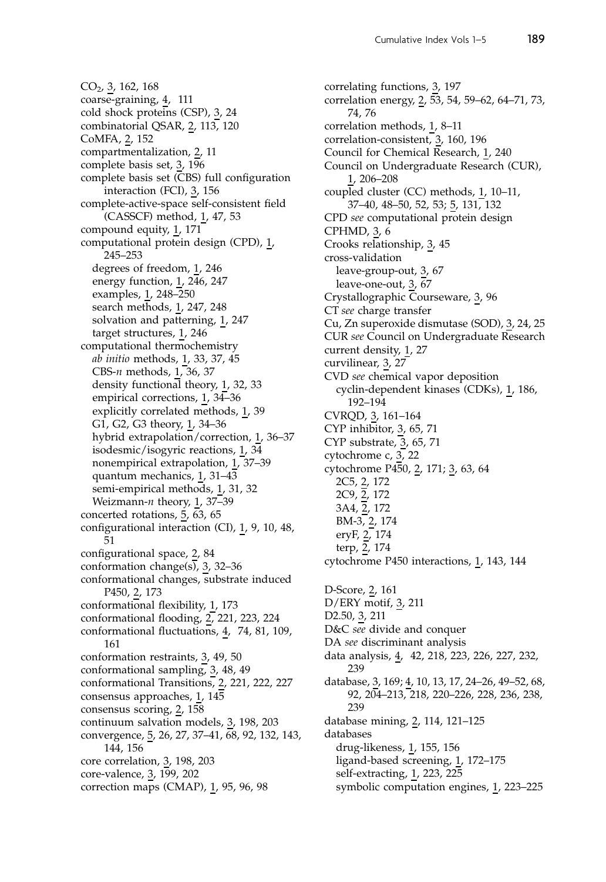$CO_2$, 3, 162, 168
coarse-graining, 4, 111
cold shock proteins (CSP), 3, 24
combinatorial QSAR, 2, 113, 120
CoMFA, 2, 152
compartmentalization, 2, 11
complete basis set, 3, 196
complete basis set (CBS) full configuration interaction (FCI), 3, 156
complete-active-space self-consistent field (CASSCF) method, 1, 47, 53
compound equity, 1, 171
computational protein design (CPD), 1, 245–253
  degrees of freedom, 1, 246
  energy function, 1, 246, 247
  examples, 1, 248–250
  search methods, 1, 247, 248
  solvation and patterning, 1, 247
  target structures, 1, 246
computational thermochemistry
  *ab initio* methods, 1, 33, 37, 45
  CBS-*n* methods, 1, 36, 37
  density functional theory, 1, 32, 33
  empirical corrections, 1, 34–36
  explicitly correlated methods, 1, 39
  G1, G2, G3 theory, 1, 34–36
  hybrid extrapolation/correction, 1, 36–37
  isodesmic/isogyric reactions, 1, 34
  nonempirical extrapolation, 1, 37–39
  quantum mechanics, 1, 31–43
  semi-empirical methods, 1, 31, 32
  Weizmann-*n* theory, 1, 37–39
concerted rotations, 5, 63, 65
configurational interaction (CI), 1, 9, 10, 48, 51
configurational space, 2, 84
conformation change(s), 3, 32–36
conformational changes, substrate induced P450, 2, 173
conformational flexibility, 1, 173
conformational flooding, 2, 221, 223, 224
conformational fluctuations, 4, 74, 81, 109, 161
conformation restraints, 3, 49, 50
conformational sampling, 3, 48, 49
conformational Transitions, 2, 221, 222, 227
consensus approaches, 1, 145
consensus scoring, 2, 158
continuum salvation models, 3, 198, 203
convergence, 5, 26, 27, 37–41, 68, 92, 132, 143, 144, 156
core correlation, 3, 198, 203
core-valence, 3, 199, 202
correction maps (CMAP), 1, 95, 96, 98
correlating functions, 3, 197
correlation energy, 2, 53, 54, 59–62, 64–71, 73, 74, 76
correlation methods, 1, 8–11
correlation-consistent, 3, 160, 196
Council for Chemical Research, 1, 240
Council on Undergraduate Research (CUR), 1, 206–208
coupled cluster (CC) methods, 1, 10–11, 37–40, 48–50, 52, 53; 5, 131, 132
CPD *see* computational protein design
CPHMD, 3, 6
Crooks relationship, 3, 45
cross-validation
  leave-group-out, 3, 67
  leave-one-out, 3, 67
Crystallographic Courseware, 3, 96
CT *see* charge transfer
Cu, Zn superoxide dismutase (SOD), 3, 24, 25
CUR *see* Council on Undergraduate Research
current density, 1, 27
curvilinear, 3, 27
CVD *see* chemical vapor deposition
  cyclin-dependent kinases (CDKs), 1, 186, 192–194
CVRQD, 3, 161–164
CYP inhibitor, 3, 65, 71
CYP substrate, 3, 65, 71
cytochrome c, 3, 22
cytochrome P450, 2, 171; 3, 63, 64
  2C5, 2, 172
  2C9, 2, 172
  3A4, 2, 172
  BM-3, 2, 174
  eryF, 2, 174
  terp, 2, 174
cytochrome P450 interactions, 1, 143, 144

D-Score, 2, 161
D/ERY motif, 3, 211
D2.50, 3, 211
D&C *see* divide and conquer
DA *see* discriminant analysis
data analysis, 4, 42, 218, 223, 226, 227, 232, 239
database, 3, 169; 4, 10, 13, 17, 24–26, 49–52, 68, 92, 204–213, 218, 220–226, 228, 236, 238, 239
database mining, 2, 114, 121–125
databases
  drug-likeness, 1, 155, 156
  ligand-based screening, 1, 172–175
  self-extracting, 1, 223, 225
  symbolic computation engines, 1, 223–225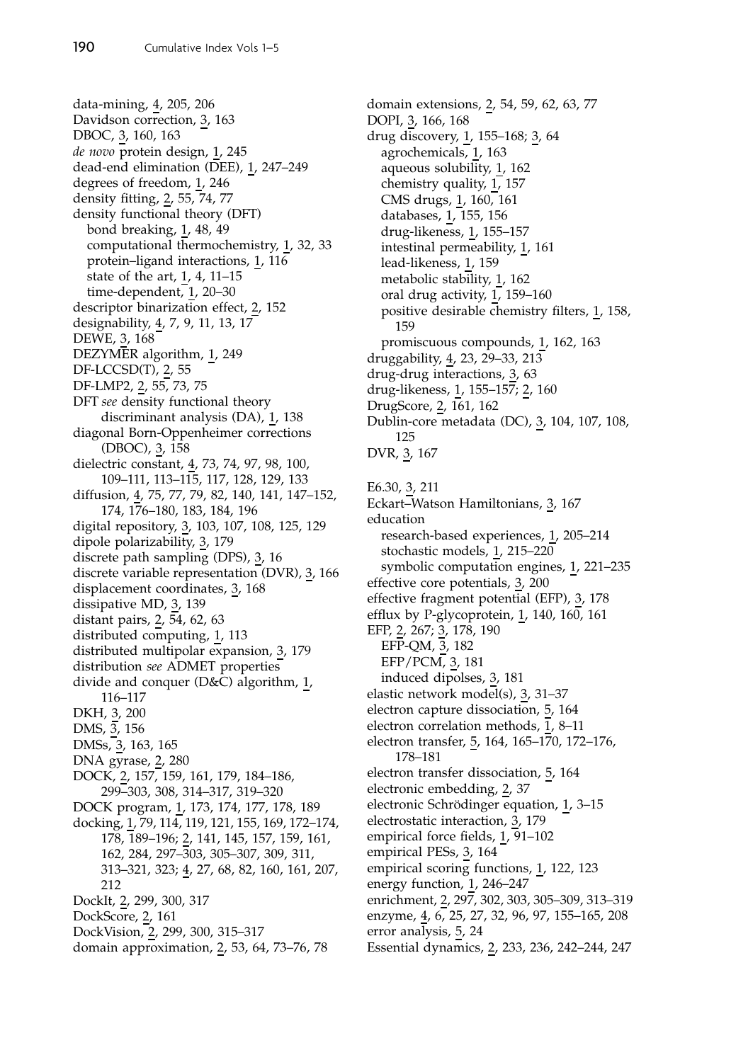data-mining, 4, 205, 206
Davidson correction, 3, 163
DBOC, 3, 160, 163
*de novo* protein design, 1, 245
dead-end elimination (DEE), 1, 247–249
degrees of freedom, 1, 246
density fitting, 2, 55, 74, 77
density functional theory (DFT)
  bond breaking, 1, 48, 49
  computational thermochemistry, 1, 32, 33
  protein–ligand interactions, 1, 116
  state of the art, 1, 4, 11–15
  time-dependent, 1, 20–30
descriptor binarization effect, 2, 152
designability, 4, 7, 9, 11, 13, 17
DEWE, 3, 168
DEZYMER algorithm, 1, 249
DF-LCCSD(T), 2, 55
DF-LMP2, 2, 55, 73, 75
DFT *see* density functional theory
  discriminant analysis (DA), 1, 138
diagonal Born-Oppenheimer corrections (DBOC), 3, 158
dielectric constant, 4, 73, 74, 97, 98, 100, 109–111, 113–115, 117, 128, 129, 133
diffusion, 4, 75, 77, 79, 82, 140, 141, 147–152, 174, 176–180, 183, 184, 196
digital repository, 3, 103, 107, 108, 125, 129
dipole polarizability, 3, 179
discrete path sampling (DPS), 3, 16
discrete variable representation (DVR), 3, 166
displacement coordinates, 3, 168
dissipative MD, 3, 139
distant pairs, 2, 54, 62, 63
distributed computing, 1, 113
distributed multipolar expansion, 3, 179
distribution *see* ADMET properties
divide and conquer (D&C) algorithm, 1, 116–117
DKH, 3, 200
DMS, 3, 156
DMSs, 3, 163, 165
DNA gyrase, 2, 280
DOCK, 2, 157, 159, 161, 179, 184–186, 299–303, 308, 314–317, 319–320
DOCK program, 1, 173, 174, 177, 178, 189
docking, 1, 79, 114, 119, 121, 155, 169, 172–174, 178, 189–196; 2, 141, 145, 157, 159, 161, 162, 284, 297–303, 305–307, 309, 311, 313–321, 323; 4, 27, 68, 82, 160, 161, 207, 212
DockIt, 2, 299, 300, 317
DockScore, 2, 161
DockVision, 2, 299, 300, 315–317
domain approximation, 2, 53, 64, 73–76, 78
domain extensions, 2, 54, 59, 62, 63, 77
DOPI, 3, 166, 168
drug discovery, 1, 155–168; 3, 64
  agrochemicals, 1, 163
  aqueous solubility, 1, 162
  chemistry quality, 1, 157
  CMS drugs, 1, 160, 161
  databases, 1, 155, 156
  drug-likeness, 1, 155–157
  intestinal permeability, 1, 161
  lead-likeness, 1, 159
  metabolic stability, 1, 162
  oral drug activity, 1, 159–160
  positive desirable chemistry filters, 1, 158, 159
  promiscuous compounds, 1, 162, 163
druggability, 4, 23, 29–33, 213
drug-drug interactions, 3, 63
drug-likeness, 1, 155–157; 2, 160
DrugScore, 2, 161, 162
Dublin-core metadata (DC), 3, 104, 107, 108, 125
DVR, 3, 167

E6.30, 3, 211
Eckart–Watson Hamiltonians, 3, 167
education
  research-based experiences, 1, 205–214
  stochastic models, 1, 215–220
  symbolic computation engines, 1, 221–235
effective core potentials, 3, 200
effective fragment potential (EFP), 3, 178
efflux by P-glycoprotein, 1, 140, 160, 161
EFP, 2, 267; 3, 178, 190
  EFP-QM, 3, 182
  EFP/PCM, 3, 181
  induced dipolses, 3, 181
elastic network model(s), 3, 31–37
electron capture dissociation, 5, 164
electron correlation methods, 1, 8–11
electron transfer, 5, 164, 165–170, 172–176, 178–181
electron transfer dissociation, 5, 164
electronic embedding, 2, 37
electronic Schrödinger equation, 1, 3–15
electrostatic interaction, 3, 179
empirical force fields, 1, 91–102
empirical PESs, 3, 164
empirical scoring functions, 1, 122, 123
energy function, 1, 246–247
enrichment, 2, 297, 302, 303, 305–309, 313–319
enzyme, 4, 6, 25, 27, 32, 96, 97, 155–165, 208
error analysis, 5, 24
Essential dynamics, 2, 233, 236, 242–244, 247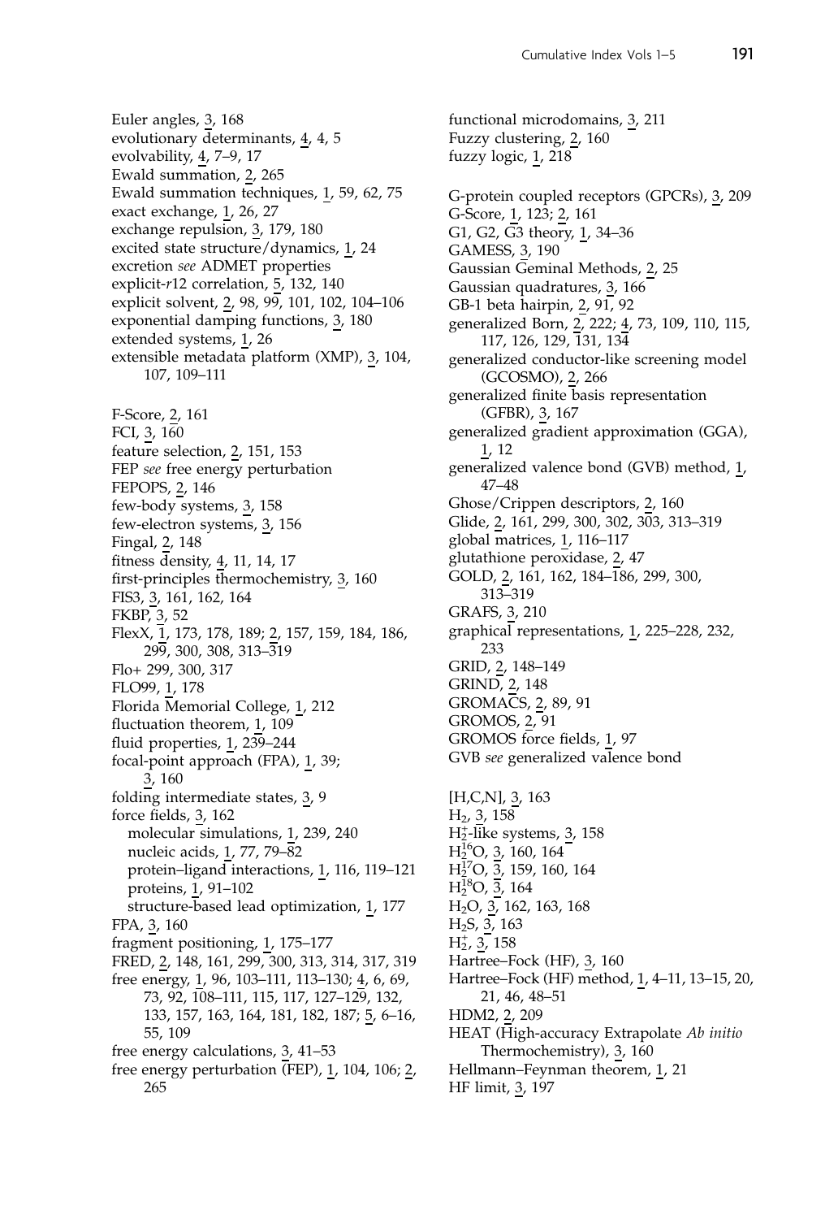Euler angles, 3, 168
evolutionary determinants, 4, 4, 5
evolvability, 4, 7–9, 17
Ewald summation, 2, 265
Ewald summation techniques, 1, 59, 62, 75
exact exchange, 1, 26, 27
exchange repulsion, 3, 179, 180
excited state structure/dynamics, 1, 24
excretion *see* ADMET properties
explicit-*r*12 correlation, 5, 132, 140
explicit solvent, 2, 98, 99, 101, 102, 104–106
exponential damping functions, 3, 180
extended systems, 1, 26
extensible metadata platform (XMP), 3, 104, 107, 109–111

F-Score, 2, 161
FCI, 3, 160
feature selection, 2, 151, 153
FEP *see* free energy perturbation
FEPOPS, 2, 146
few-body systems, 3, 158
few-electron systems, 3, 156
Fingal, 2, 148
fitness density, 4, 11, 14, 17
first-principles thermochemistry, 3, 160
FIS3, 3, 161, 162, 164
FKBP, 3, 52
FlexX, 1, 173, 178, 189; 2, 157, 159, 184, 186, 299, 300, 308, 313–319
Flo+ 299, 300, 317
FLO99, 1, 178
Florida Memorial College, 1, 212
fluctuation theorem, 1, 109
fluid properties, 1, 239–244
focal-point approach (FPA), 1, 39; 3, 160
folding intermediate states, 3, 9
force fields, 3, 162
- molecular simulations, 1, 239, 240
- nucleic acids, 1, 77, 79–82
- protein–ligand interactions, 1, 116, 119–121
- proteins, 1, 91–102
- structure-based lead optimization, 1, 177

FPA, 3, 160
fragment positioning, 1, 175–177
FRED, 2, 148, 161, 299, 300, 313, 314, 317, 319
free energy, 1, 96, 103–111, 113–130; 4, 6, 69, 73, 92, 108–111, 115, 117, 127–129, 132, 133, 157, 163, 164, 181, 182, 187; 5, 6–16, 55, 109
free energy calculations, 3, 41–53
free energy perturbation (FEP), 1, 104, 106; 2, 265
functional microdomains, 3, 211
Fuzzy clustering, 2, 160
fuzzy logic, 1, 218

G-protein coupled receptors (GPCRs), 3, 209
G-Score, 1, 123; 2, 161
G1, G2, G3 theory, 1, 34–36
GAMESS, 3, 190
Gaussian Geminal Methods, 2, 25
Gaussian quadratures, 3, 166
GB-1 beta hairpin, 2, 91, 92
generalized Born, 2, 222; 4, 73, 109, 110, 115, 117, 126, 129, 131, 134
generalized conductor-like screening model (GCOSMO), 2, 266
generalized finite basis representation (GFBR), 3, 167
generalized gradient approximation (GGA), 1, 12
generalized valence bond (GVB) method, 1, 47–48
Ghose/Crippen descriptors, 2, 160
Glide, 2, 161, 299, 300, 302, 303, 313–319
global matrices, 1, 116–117
glutathione peroxidase, 2, 47
GOLD, 2, 161, 162, 184–186, 299, 300, 313–319
GRAFS, 3, 210
graphical representations, 1, 225–228, 232, 233
GRID, 2, 148–149
GRIND, 2, 148
GROMACS, 2, 89, 91
GROMOS, 2, 91
GROMOS force fields, 1, 97
GVB *see* generalized valence bond

[H,C,N], 3, 163
$H_2$, 3, 158
$H_2^+$-like systems, 3, 158
$H_2^{16}O$, 3, 160, 164
$H_2^{17}O$, 3, 159, 160, 164
$H_2^{18}O$, 3, 164
$H_2O$, 3, 162, 163, 168
$H_2S$, 3, 163
$H_2^+$, 3, 158
Hartree–Fock (HF), 3, 160
Hartree–Fock (HF) method, 1, 4–11, 13–15, 20, 21, 46, 48–51
HDM2, 2, 209
HEAT (High-accuracy Extrapolate *Ab initio* Thermochemistry), 3, 160
Hellmann–Feynman theorem, 1, 21
HF limit, 3, 197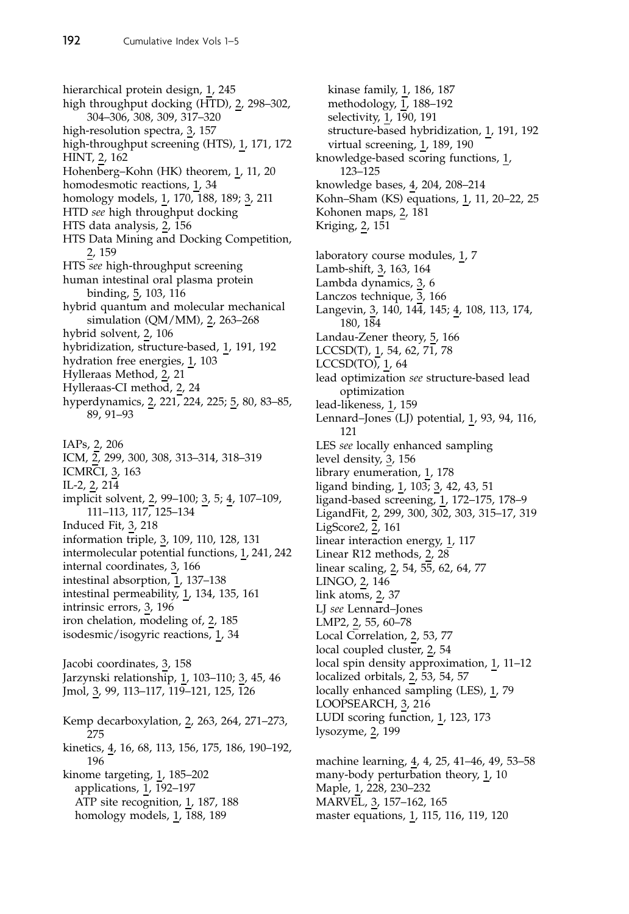hierarchical protein design, 1, 245
high throughput docking (HTD), 2, 298–302, 304–306, 308, 309, 317–320
high-resolution spectra, 3, 157
high-throughput screening (HTS), 1, 171, 172
HINT, 2, 162
Hohenberg–Kohn (HK) theorem, 1, 11, 20
homodesmotic reactions, 1, 34
homology models, 1, 170, 188, 189; 3, 211
HTD *see* high throughput docking
HTS data analysis, 2, 156
HTS Data Mining and Docking Competition, 2, 159
HTS *see* high-throughput screening
human intestinal oral plasma protein binding, 5, 103, 116
hybrid quantum and molecular mechanical simulation (QM/MM), 2, 263–268
hybrid solvent, 2, 106
hybridization, structure-based, 1, 191, 192
hydration free energies, 1, 103
Hylleraas Method, 2, 21
Hylleraas-CI method, 2, 24
hyperdynamics, 2, 221, 224, 225; 5, 80, 83–85, 89, 91–93

IAPs, 2, 206
ICM, 2, 299, 300, 308, 313–314, 318–319
ICMRCI, 3, 163
IL-2, 2, 214
implicit solvent, 2, 99–100; 3, 5; 4, 107–109, 111–113, 117, 125–134
Induced Fit, 3, 218
information triple, 3, 109, 110, 128, 131
intermolecular potential functions, 1, 241, 242
internal coordinates, 3, 166
intestinal absorption, 1, 137–138
intestinal permeability, 1, 134, 135, 161
intrinsic errors, 3, 196
iron chelation, modeling of, 2, 185
isodesmic/isogyric reactions, 1, 34

Jacobi coordinates, 3, 158
Jarzynski relationship, 1, 103–110; 3, 45, 46
Jmol, 3, 99, 113–117, 119–121, 125, 126

Kemp decarboxylation, 2, 263, 264, 271–273, 275
kinetics, 4, 16, 68, 113, 156, 175, 186, 190–192, 196
kinome targeting, 1, 185–202
  applications, 1, 192–197
  ATP site recognition, 1, 187, 188
  homology models, 1, 188, 189
  kinase family, 1, 186, 187
  methodology, 1, 188–192
  selectivity, 1, 190, 191
  structure-based hybridization, 1, 191, 192
  virtual screening, 1, 189, 190
knowledge-based scoring functions, 1, 123–125
knowledge bases, 4, 204, 208–214
Kohn–Sham (KS) equations, 1, 11, 20–22, 25
Kohonen maps, 2, 181
Kriging, 2, 151

laboratory course modules, 1, 7
Lamb-shift, 3, 163, 164
Lambda dynamics, 3, 6
Lanczos technique, 3, 166
Langevin, 3, 140, 144, 145; 4, 108, 113, 174, 180, 184
Landau-Zener theory, 5, 166
LCCSD(T), 1, 54, 62, 71, 78
LCCSD(TO), 1, 64
lead optimization *see* structure-based lead optimization
lead-likeness, 1, 159
Lennard–Jones (LJ) potential, 1, 93, 94, 116, 121
LES *see* locally enhanced sampling
level density, 3, 156
library enumeration, 1, 178
ligand binding, 1, 103; 3, 42, 43, 51
ligand-based screening, 1, 172–175, 178–9
LigandFit, 2, 299, 300, 302, 303, 315–17, 319
LigScore2, 2, 161
linear interaction energy, 1, 117
Linear R12 methods, 2, 28
linear scaling, 2, 54, 55, 62, 64, 77
LINGO, 2, 146
link atoms, 2, 37
LJ *see* Lennard–Jones
LMP2, 2, 55, 60–78
Local Correlation, 2, 53, 77
local coupled cluster, 2, 54
local spin density approximation, 1, 11–12
localized orbitals, 2, 53, 54, 57
locally enhanced sampling (LES), 1, 79
LOOPSEARCH, 3, 216
LUDI scoring function, 1, 123, 173
lysozyme, 2, 199

machine learning, 4, 4, 25, 41–46, 49, 53–58
many-body perturbation theory, 1, 10
Maple, 1, 228, 230–232
MARVEL, 3, 157–162, 165
master equations, 1, 115, 116, 119, 120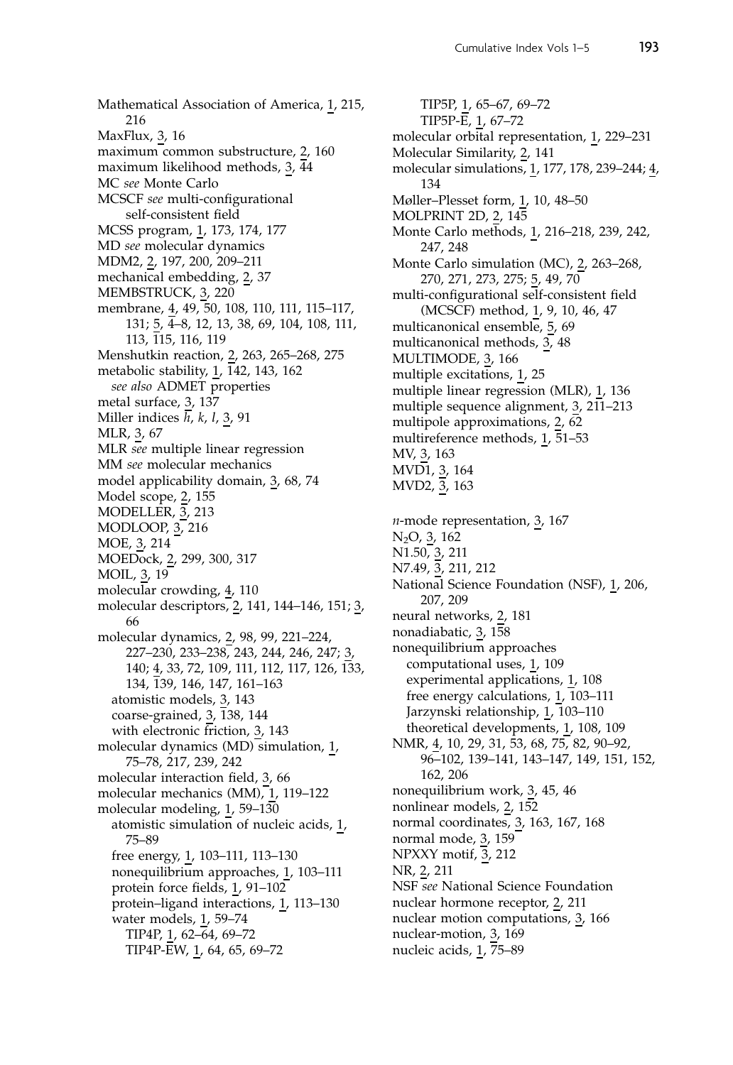Mathematical Association of America, 1, 215, 216
MaxFlux, 3, 16
maximum common substructure, 2, 160
maximum likelihood methods, 3, 44
MC *see* Monte Carlo
MCSCF *see* multi-configurational self-consistent field
MCSS program, 1, 173, 174, 177
MD *see* molecular dynamics
MDM2, 2, 197, 200, 209–211
mechanical embedding, 2, 37
MEMBSTRUCK, 3, 220
membrane, 4, 49, 50, 108, 110, 111, 115–117, 131; 5, 4–8, 12, 13, 38, 69, 104, 108, 111, 113, 115, 116, 119
Menshutkin reaction, 2, 263, 265–268, 275
metabolic stability, 1, 142, 143, 162
  *see also* ADMET properties
metal surface, 3, 137
Miller indices *h*, *k*, *l*, 3, 91
MLR, 3, 67
MLR *see* multiple linear regression
MM *see* molecular mechanics
model applicability domain, 3, 68, 74
Model scope, 2, 155
MODELLER, 3, 213
MODLOOP, 3, 216
MOE, 3, 214
MOEDock, 2, 299, 300, 317
MOIL, 3, 19
molecular crowding, 4, 110
molecular descriptors, 2, 141, 144–146, 151; 3, 66
molecular dynamics, 2, 98, 99, 221–224, 227–230, 233–238, 243, 244, 246, 247; 3, 140; 4, 33, 72, 109, 111, 112, 117, 126, 133, 134, 139, 146, 147, 161–163
  atomistic models, 3, 143
  coarse-grained, 3, 138, 144
  with electronic friction, 3, 143
molecular dynamics (MD) simulation, 1, 75–78, 217, 239, 242
molecular interaction field, 3, 66
molecular mechanics (MM), 1, 119–122
molecular modeling, 1, 59–130
  atomistic simulation of nucleic acids, 1, 75–89
  free energy, 1, 103–111, 113–130
  nonequilibrium approaches, 1, 103–111
  protein force fields, 1, 91–102
  protein–ligand interactions, 1, 113–130
  water models, 1, 59–74
    TIP4P, 1, 62–64, 69–72
    TIP4P-EW, 1, 64, 65, 69–72
    TIP5P, 1, 65–67, 69–72
    TIP5P-E, 1, 67–72
molecular orbital representation, 1, 229–231
Molecular Similarity, 2, 141
molecular simulations, 1, 177, 178, 239–244; 4, 134
Møller–Plesset form, 1, 10, 48–50
MOLPRINT 2D, 2, 145
Monte Carlo methods, 1, 216–218, 239, 242, 247, 248
Monte Carlo simulation (MC), 2, 263–268, 270, 271, 273, 275; 5, 49, 70
multi-configurational self-consistent field (MCSCF) method, 1, 9, 10, 46, 47
multicanonical ensemble, 5, 69
multicanonical methods, 3, 48
MULTIMODE, 3, 166
multiple excitations, 1, 25
multiple linear regression (MLR), 1, 136
multiple sequence alignment, 3, 211–213
multipole approximations, 2, 62
multireference methods, 1, 51–53
MV, 3, 163
MVD1, 3, 164
MVD2, 3, 163

*n*-mode representation, 3, 167
$N_2O$, 3, 162
N1.50, 3, 211
N7.49, 3, 211, 212
National Science Foundation (NSF), 1, 206, 207, 209
neural networks, 2, 181
nonadiabatic, 3, 158
nonequilibrium approaches
  computational uses, 1, 109
  experimental applications, 1, 108
  free energy calculations, 1, 103–111
  Jarzynski relationship, 1, 103–110
  theoretical developments, 1, 108, 109
NMR, 4, 10, 29, 31, 53, 68, 75, 82, 90–92, 96–102, 139–141, 143–147, 149, 151, 152, 162, 206
nonequilibrium work, 3, 45, 46
nonlinear models, 2, 152
normal coordinates, 3, 163, 167, 168
normal mode, 3, 159
NPXXY motif, 3, 212
NR, 2, 211
NSF *see* National Science Foundation
nuclear hormone receptor, 2, 211
nuclear motion computations, 3, 166
nuclear-motion, 3, 169
nucleic acids, 1, 75–89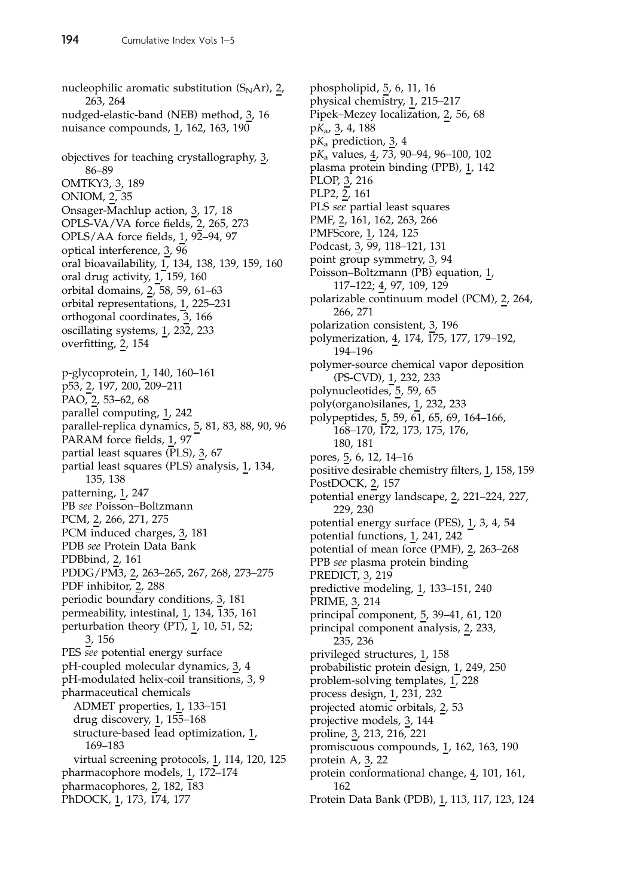nucleophilic aromatic substitution ($S_NAr$), 2, 263, 264
nudged-elastic-band (NEB) method, 3, 16
nuisance compounds, 1, 162, 163, 190

objectives for teaching crystallography, 3, 86–89
OMTKY3, 3, 189
ONIOM, 2, 35
Onsager-Machlup action, 3, 17, 18
OPLS-VA/VA force fields, 2, 265, 273
OPLS/AA force fields, 1, 92–94, 97
optical interference, 3, 96
oral bioavailability, 1, 134, 138, 139, 159, 160
oral drug activity, 1, 159, 160
orbital domains, 2, 58, 59, 61–63
orbital representations, 1, 225–231
orthogonal coordinates, 3, 166
oscillating systems, 1, 232, 233
overfitting, 2, 154

p-glycoprotein, 1, 140, 160–161
p53, 2, 197, 200, 209–211
PAO, 2, 53–62, 68
parallel computing, 1, 242
parallel-replica dynamics, 5, 81, 83, 88, 90, 96
PARAM force fields, 1, 97
partial least squares (PLS), 3, 67
partial least squares (PLS) analysis, 1, 134, 135, 138
patterning, 1, 247
PB *see* Poisson–Boltzmann
PCM, 2, 266, 271, 275
PCM induced charges, 3, 181
PDB *see* Protein Data Bank
PDBbind, 2, 161
PDDG/PM3, 2, 263–265, 267, 268, 273–275
PDF inhibitor, 2, 288
periodic boundary conditions, 3, 181
permeability, intestinal, 1, 134, 135, 161
perturbation theory (PT), 1, 10, 51, 52; 3, 156
PES *see* potential energy surface
pH-coupled molecular dynamics, 3, 4
pH-modulated helix-coil transitions, 3, 9
pharmaceutical chemicals
  ADMET properties, 1, 133–151
  drug discovery, 1, 155–168
  structure-based lead optimization, 1, 169–183
  virtual screening protocols, 1, 114, 120, 125
pharmacophore models, 1, 172–174
pharmacophores, 2, 182, 183
PhDOCK, 1, 173, 174, 177

phospholipid, 5, 6, 11, 16
physical chemistry, 1, 215–217
Pipek–Mezey localization, 2, 56, 68
p$K_a$, 3, 4, 188
p$K_a$ prediction, 3, 4
p$K_a$ values, 4, 73, 90–94, 96–100, 102
plasma protein binding (PPB), 1, 142
PLOP, 3, 216
PLP2, 2, 161
PLS *see* partial least squares
PMF, 2, 161, 162, 263, 266
PMFScore, 1, 124, 125
Podcast, 3, 99, 118–121, 131
point group symmetry, 3, 94
Poisson–Boltzmann (PB) equation, 1, 117–122; 4, 97, 109, 129
polarizable continuum model (PCM), 2, 264, 266, 271
polarization consistent, 3, 196
polymerization, 4, 174, 175, 177, 179–192, 194–196
polymer-source chemical vapor deposition (PS-CVD), 1, 232, 233
polynucleotides, 5, 59, 65
poly(organo)silanes, 1, 232, 233
polypeptides, 5, 59, 61, 65, 69, 164–166, 168–170, 172, 173, 175, 176, 180, 181
pores, 5, 6, 12, 14–16
positive desirable chemistry filters, 1, 158, 159
PostDOCK, 2, 157
potential energy landscape, 2, 221–224, 227, 229, 230
potential energy surface (PES), 1, 3, 4, 54
potential functions, 1, 241, 242
potential of mean force (PMF), 2, 263–268
PPB *see* plasma protein binding
PREDICT, 3, 219
predictive modeling, 1, 133–151, 240
PRIME, 3, 214
principal component, 5, 39–41, 61, 120
principal component analysis, 2, 233, 235, 236
privileged structures, 1, 158
probabilistic protein design, 1, 249, 250
problem-solving templates, 1, 228
process design, 1, 231, 232
projected atomic orbitals, 2, 53
projective models, 3, 144
proline, 3, 213, 216, 221
promiscuous compounds, 1, 162, 163, 190
protein A, 3, 22
protein conformational change, 4, 101, 161, 162
Protein Data Bank (PDB), 1, 113, 117, 123, 124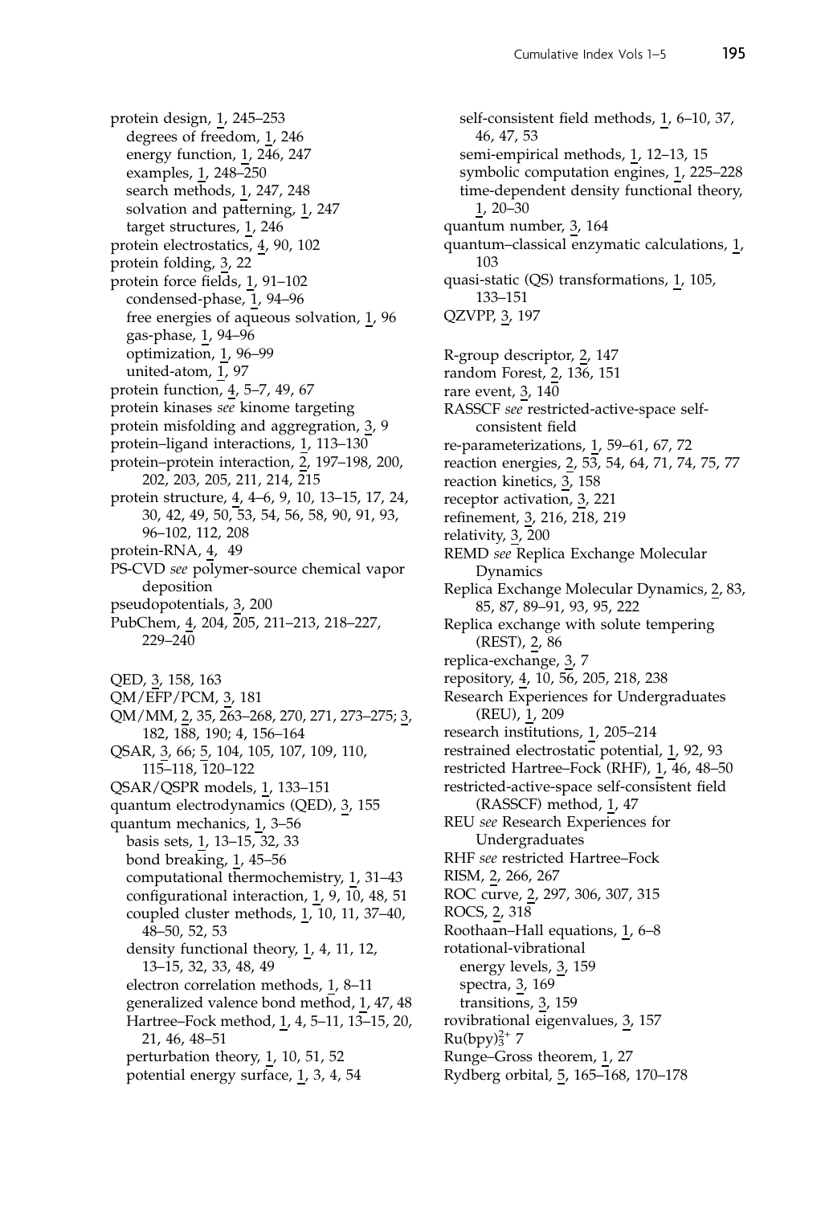protein design, 1, 245–253
  degrees of freedom, 1, 246
  energy function, 1, 246, 247
  examples, 1, 248–250
  search methods, 1, 247, 248
  solvation and patterning, 1, 247
  target structures, 1, 246
protein electrostatics, 4, 90, 102
protein folding, 3, 22
protein force fields, 1, 91–102
  condensed-phase, 1, 94–96
  free energies of aqueous solvation, 1, 96
  gas-phase, 1, 94–96
  optimization, 1, 96–99
  united-atom, 1, 97
protein function, 4, 5–7, 49, 67
protein kinases *see* kinome targeting
protein misfolding and aggregration, 3, 9
protein–ligand interactions, 1, 113–130
protein–protein interaction, 2, 197–198, 200, 202, 203, 205, 211, 214, 215
protein structure, 4, 4–6, 9, 10, 13–15, 17, 24, 30, 42, 49, 50, 53, 54, 56, 58, 90, 91, 93, 96–102, 112, 208
protein-RNA, 4, 49
PS-CVD *see* polymer-source chemical vapor deposition
pseudopotentials, 3, 200
PubChem, 4, 204, 205, 211–213, 218–227, 229–240

QED, 3, 158, 163
QM/EFP/PCM, 3, 181
QM/MM, 2, 35, 263–268, 270, 271, 273–275; 3, 182, 188, 190; 4, 156–164
QSAR, 3, 66; 5, 104, 105, 107, 109, 110, 115–118, 120–122
QSAR/QSPR models, 1, 133–151
quantum electrodynamics (QED), 3, 155
quantum mechanics, 1, 3–56
  basis sets, 1, 13–15, 32, 33
  bond breaking, 1, 45–56
  computational thermochemistry, 1, 31–43
  configurational interaction, 1, 9, 10, 48, 51
  coupled cluster methods, 1, 10, 11, 37–40, 48–50, 52, 53
  density functional theory, 1, 4, 11, 12, 13–15, 32, 33, 48, 49
  electron correlation methods, 1, 8–11
  generalized valence bond method, 1, 47, 48
  Hartree–Fock method, 1, 4, 5–11, 13–15, 20, 21, 46, 48–51
  perturbation theory, 1, 10, 51, 52
  potential energy surface, 1, 3, 4, 54
  self-consistent field methods, 1, 6–10, 37, 46, 47, 53
  semi-empirical methods, 1, 12–13, 15
  symbolic computation engines, 1, 225–228
  time-dependent density functional theory, 1, 20–30
quantum number, 3, 164
quantum–classical enzymatic calculations, 1, 103
quasi-static (QS) transformations, 1, 105, 133–151
QZVPP, 3, 197

R-group descriptor, 2, 147
random Forest, 2, 136, 151
rare event, 3, 140
RASSCF *see* restricted-active-space self-consistent field
re-parameterizations, 1, 59–61, 67, 72
reaction energies, 2, 53, 54, 64, 71, 74, 75, 77
reaction kinetics, 3, 158
receptor activation, 3, 221
refinement, 3, 216, 218, 219
relativity, 3, 200
REMD *see* Replica Exchange Molecular Dynamics
Replica Exchange Molecular Dynamics, 2, 83, 85, 87, 89–91, 93, 95, 222
Replica exchange with solute tempering (REST), 2, 86
replica-exchange, 3, 7
repository, 4, 10, 56, 205, 218, 238
Research Experiences for Undergraduates (REU), 1, 209
research institutions, 1, 205–214
restrained electrostatic potential, 1, 92, 93
restricted Hartree–Fock (RHF), 1, 46, 48–50
restricted-active-space self-consistent field (RASSCF) method, 1, 47
REU *see* Research Experiences for Undergraduates
RHF *see* restricted Hartree–Fock
RISM, 2, 266, 267
ROC curve, 2, 297, 306, 307, 315
ROCS, 2, 318
Roothaan–Hall equations, 1, 6–8
rotational-vibrational
  energy levels, 3, 159
  spectra, 3, 169
  transitions, 3, 159
rovibrational eigenvalues, 3, 157
$Ru(bpy)_3^{2+}$ 7
Runge–Gross theorem, 1, 27
Rydberg orbital, 5, 165–168, 170–178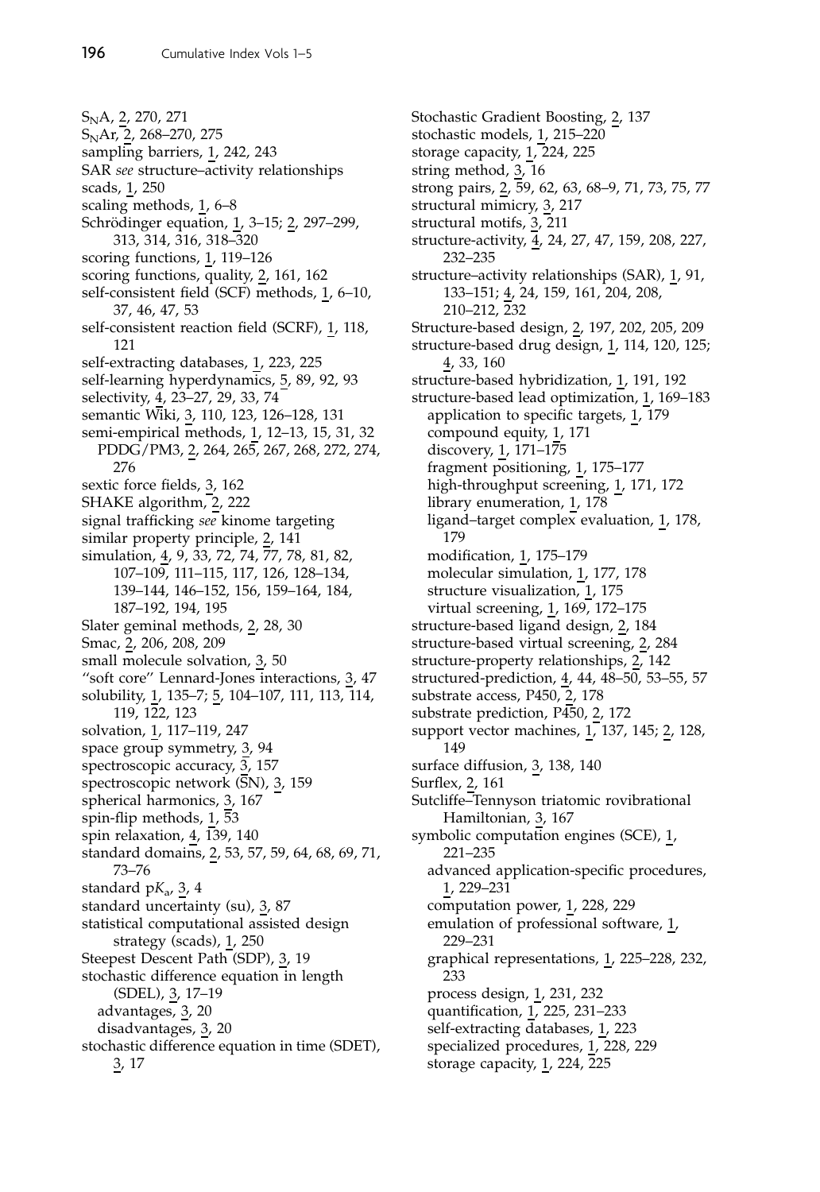$S_NA$, 2, 270, 271
$S_NAr$, 2, 268–270, 275
sampling barriers, 1, 242, 243
SAR *see* structure–activity relationships
scads, 1, 250
scaling methods, 1, 6–8
Schrödinger equation, 1, 3–15; 2, 297–299, 313, 314, 316, 318–320
scoring functions, 1, 119–126
scoring functions, quality, 2, 161, 162
self-consistent field (SCF) methods, 1, 6–10, 37, 46, 47, 53
self-consistent reaction field (SCRF), 1, 118, 121
self-extracting databases, 1, 223, 225
self-learning hyperdynamics, 5, 89, 92, 93
selectivity, 4, 23–27, 29, 33, 74
semantic Wiki, 3, 110, 123, 126–128, 131
semi-empirical methods, 1, 12–13, 15, 31, 32
  PDDG/PM3, 2, 264, 265, 267, 268, 272, 274, 276
sextic force fields, 3, 162
SHAKE algorithm, 2, 222
signal trafficking *see* kinome targeting
similar property principle, 2, 141
simulation, 4, 9, 33, 72, 74, 77, 78, 81, 82, 107–109, 111–115, 117, 126, 128–134, 139–144, 146–152, 156, 159–164, 184, 187–192, 194, 195
Slater geminal methods, 2, 28, 30
Smac, 2, 206, 208, 209
small molecule solvation, 3, 50
"soft core" Lennard-Jones interactions, 3, 47
solubility, 1, 135–7; 5, 104–107, 111, 113, 114, 119, 122, 123
solvation, 1, 117–119, 247
space group symmetry, 3, 94
spectroscopic accuracy, 3, 157
spectroscopic network (SN), 3, 159
spherical harmonics, 3, 167
spin-flip methods, 1, 53
spin relaxation, 4, 139, 140
standard domains, 2, 53, 57, 59, 64, 68, 69, 71, 73–76
standard $pK_a$, 3, 4
standard uncertainty (su), 3, 87
statistical computational assisted design strategy (scads), 1, 250
Steepest Descent Path (SDP), 3, 19
stochastic difference equation in length (SDEL), 3, 17–19
  advantages, 3, 20
  disadvantages, 3, 20
stochastic difference equation in time (SDET), 3, 17
Stochastic Gradient Boosting, 2, 137
stochastic models, 1, 215–220
storage capacity, 1, 224, 225
string method, 3, 16
strong pairs, 2, 59, 62, 63, 68–9, 71, 73, 75, 77
structural mimicry, 3, 217
structural motifs, 3, 211
structure-activity, 4, 24, 27, 47, 159, 208, 227, 232–235
structure–activity relationships (SAR), 1, 91, 133–151; 4, 24, 159, 161, 204, 208, 210–212, 232
Structure-based design, 2, 197, 202, 205, 209
structure-based drug design, 1, 114, 120, 125; 4, 33, 160
structure-based hybridization, 1, 191, 192
structure-based lead optimization, 1, 169–183
  application to specific targets, 1, 179
  compound equity, 1, 171
  discovery, 1, 171–175
  fragment positioning, 1, 175–177
  high-throughput screening, 1, 171, 172
  library enumeration, 1, 178
  ligand–target complex evaluation, 1, 178, 179
  modification, 1, 175–179
  molecular simulation, 1, 177, 178
  structure visualization, 1, 175
  virtual screening, 1, 169, 172–175
structure-based ligand design, 2, 184
structure-based virtual screening, 2, 284
structure-property relationships, 2, 142
structured-prediction, 4, 44, 48–50, 53–55, 57
substrate access, P450, 2, 178
substrate prediction, P450, 2, 172
support vector machines, 1, 137, 145; 2, 128, 149
surface diffusion, 3, 138, 140
Surflex, 2, 161
Sutcliffe–Tennyson triatomic rovibrational Hamiltonian, 3, 167
symbolic computation engines (SCE), 1, 221–235
  advanced application-specific procedures, 1, 229–231
  computation power, 1, 228, 229
  emulation of professional software, 1, 229–231
  graphical representations, 1, 225–228, 232, 233
  process design, 1, 231, 232
  quantification, 1, 225, 231–233
  self-extracting databases, 1, 223
  specialized procedures, 1, 228, 229
  storage capacity, 1, 224, 225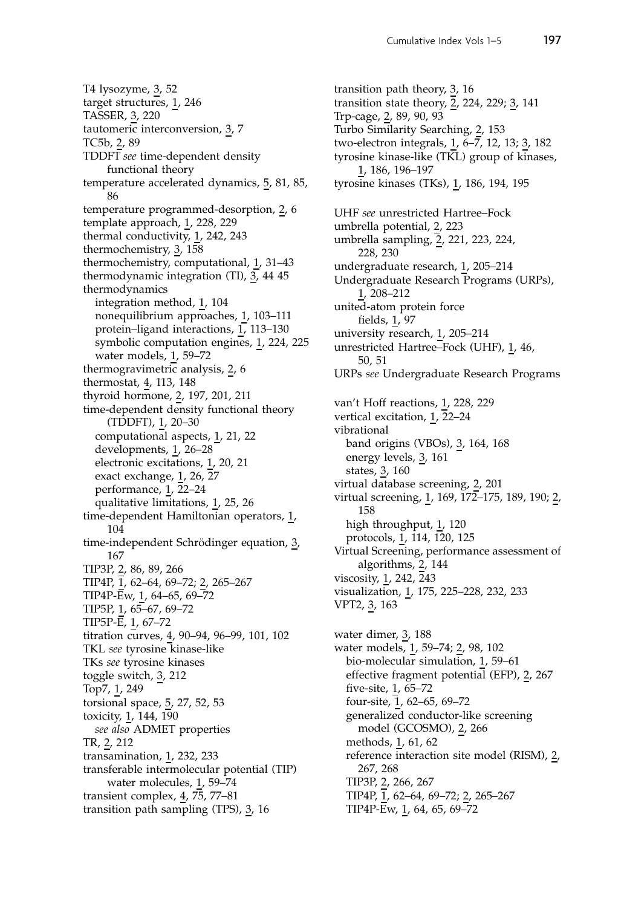T4 lysozyme, 3, 52
target structures, 1, 246
TASSER, 3, 220
tautomeric interconversion, 3, 7
TC5b, 2, 89
TDDFT *see* time-dependent density functional theory
temperature accelerated dynamics, 5, 81, 85, 86
temperature programmed-desorption, 2, 6
template approach, 1, 228, 229
thermal conductivity, 1, 242, 243
thermochemistry, 3, 158
thermochemistry, computational, 1, 31–43
thermodynamic integration (TI), 3, 44 45
thermodynamics
  integration method, 1, 104
  nonequilibrium approaches, 1, 103–111
  protein–ligand interactions, 1, 113–130
  symbolic computation engines, 1, 224, 225
  water models, 1, 59–72
thermogravimetric analysis, 2, 6
thermostat, 4, 113, 148
thyroid hormone, 2, 197, 201, 211
time-dependent density functional theory (TDDFT), 1, 20–30
  computational aspects, 1, 21, 22
  developments, 1, 26–28
  electronic excitations, 1, 20, 21
  exact exchange, 1, 26, 27
  performance, 1, 22–24
  qualitative limitations, 1, 25, 26
time-dependent Hamiltonian operators, 1, 104
time-independent Schrödinger equation, 3, 167
TIP3P, 2, 86, 89, 266
TIP4P, 1, 62–64, 69–72; 2, 265–267
TIP4P-Ew, 1, 64–65, 69–72
TIP5P, 1, 65–67, 69–72
TIP5P-E, 1, 67–72
titration curves, 4, 90–94, 96–99, 101, 102
TKL *see* tyrosine kinase-like
TKs *see* tyrosine kinases
toggle switch, 3, 212
Top7, 1, 249
torsional space, 5, 27, 52, 53
toxicity, 1, 144, 190
  *see also* ADMET properties
TR, 2, 212
transamination, 1, 232, 233
transferable intermolecular potential (TIP) water molecules, 1, 59–74
transient complex, 4, 75, 77–81
transition path sampling (TPS), 3, 16
transition path theory, 3, 16
transition state theory, 2, 224, 229; 3, 141
Trp-cage, 2, 89, 90, 93
Turbo Similarity Searching, 2, 153
two-electron integrals, 1, 6–7, 12, 13; 3, 182
tyrosine kinase-like (TKL) group of kinases, 1, 186, 196–197
tyrosine kinases (TKs), 1, 186, 194, 195

UHF *see* unrestricted Hartree–Fock
umbrella potential, 2, 223
umbrella sampling, 2, 221, 223, 224, 228, 230
undergraduate research, 1, 205–214
Undergraduate Research Programs (URPs), 1, 208–212
united-atom protein force fields, 1, 97
university research, 1, 205–214
unrestricted Hartree–Fock (UHF), 1, 46, 50, 51
URPs *see* Undergraduate Research Programs

van't Hoff reactions, 1, 228, 229
vertical excitation, 1, 22–24
vibrational
  band origins (VBOs), 3, 164, 168
  energy levels, 3, 161
  states, 3, 160
virtual database screening, 2, 201
virtual screening, 1, 169, 172–175, 189, 190; 2, 158
  high throughput, 1, 120
  protocols, 1, 114, 120, 125
Virtual Screening, performance assessment of algorithms, 2, 144
viscosity, 1, 242, 243
visualization, 1, 175, 225–228, 232, 233
VPT2, 3, 163

water dimer, 3, 188
water models, 1, 59–74; 2, 98, 102
  bio-molecular simulation, 1, 59–61
  effective fragment potential (EFP), 2, 267
  five-site, 1, 65–72
  four-site, 1, 62–65, 69–72
  generalized conductor-like screening model (GCOSMO), 2, 266
  methods, 1, 61, 62
  reference interaction site model (RISM), 2, 267, 268
  TIP3P, 2, 266, 267
  TIP4P, 1, 62–64, 69–72; 2, 265–267
  TIP4P-Ew, 1, 64, 65, 69–72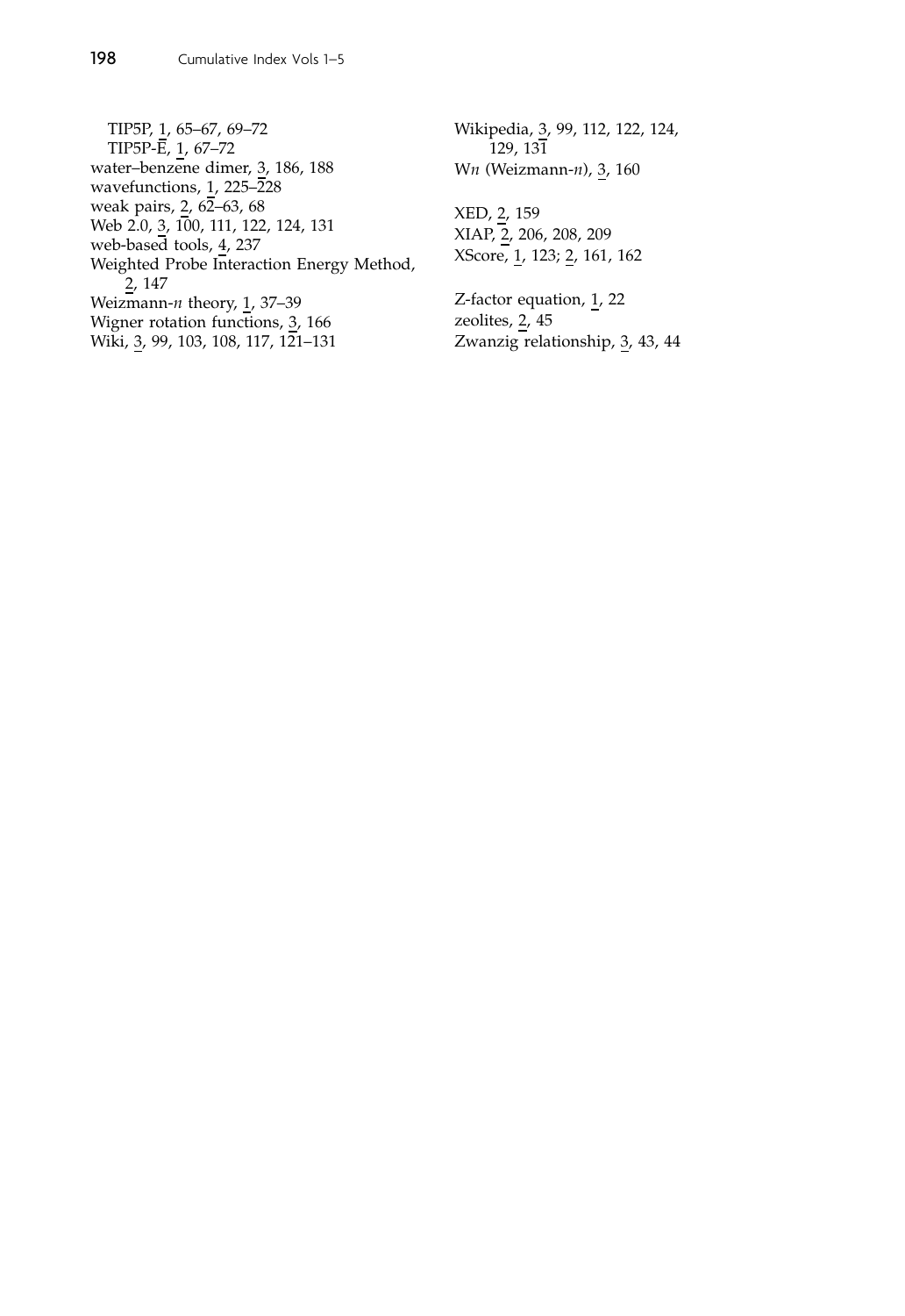TIP5P, 1, 65–67, 69–72
TIP5P-E, 1, 67–72
water–benzene dimer, 3, 186, 188
wavefunctions, 1, 225–228
weak pairs, 2, 62–63, 68
Web 2.0, 3, 100, 111, 122, 124, 131
web-based tools, 4, 237
Weighted Probe Interaction Energy Method, 2, 147
Weizmann-*n* theory, 1, 37–39
Wigner rotation functions, 3, 166
Wiki, 3, 99, 103, 108, 117, 121–131
Wikipedia, 3, 99, 112, 122, 124, 129, 131
W*n* (Weizmann-*n*), 3, 160

XED, 2, 159
XIAP, 2, 206, 208, 209
XScore, 1, 123; 2, 161, 162

Z-factor equation, 1, 22
zeolites, 2, 45
Zwanzig relationship, 3, 43, 44